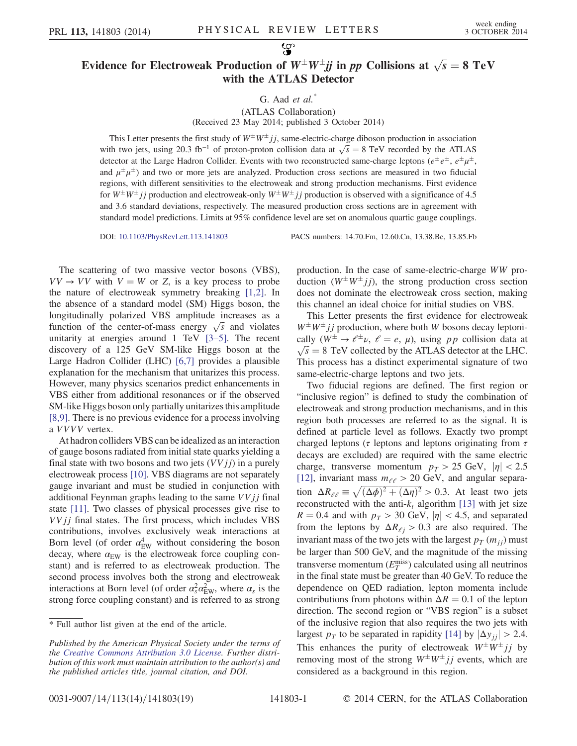# Evidence for Electroweak Production of $W^\pm W^\pm jj$ in $pp$ Collisions at $\sqrt{s} = 8$ TeV with the ATLAS Detector

G. Aad *et al.*[*]

(ATLAS Collaboration)

(Received 23 May 2014; published 3 October 2014)

This Letter presents the first study of $W^\pm W^\pm jj$, same-electric-charge diboson production in association with two jets, using 20.3 fb$^{-1}$ of proton-proton collision data at $\sqrt{s} = 8$ TeV recorded by the ATLAS detector at the Large Hadron Collider. Events with two reconstructed same-charge leptons ($e^\pm e^\pm$, $e^\pm \mu^\pm$, and $\mu^\pm \mu^\pm$) and two or more jets are analyzed. Production cross sections are measured in two fiducial regions, with different sensitivities to the electroweak and strong production mechanisms. First evidence for $W^\pm W^\pm jj$ production and electroweak-only $W^\pm W^\pm jj$ production is observed with a significance of 4.5 and 3.6 standard deviations, respectively. The measured production cross sections are in agreement with standard model predictions. Limits at 95% confidence level are set on anomalous quartic gauge couplings.

DOI: 10.1103/PhysRevLett.113.141803 PACS numbers: 14.70.Fm, 12.60.Cn, 13.38.Be, 13.85.Fb

The scattering of two massive vector bosons (VBS), $VV \to VV$ with $V = W$ or $Z$, is a key process to probe the nature of electroweak symmetry breaking [1,2]. In the absence of a standard model (SM) Higgs boson, the longitudinally polarized VBS amplitude increases as a function of the center-of-mass energy $\sqrt{s}$ and violates unitarity at energies around 1 TeV [3–5]. The recent discovery of a 125 GeV SM-like Higgs boson at the Large Hadron Collider (LHC) [6,7] provides a plausible explanation for the mechanism that unitarizes this process. However, many physics scenarios predict enhancements in VBS either from additional resonances or if the observed SM-like Higgs boson only partially unitarizes this amplitude [8,9]. There is no previous evidence for a process involving a $VVVV$ vertex.

At hadron colliders VBS can be idealized as an interaction of gauge bosons radiated from initial state quarks yielding a final state with two bosons and two jets ($VVjj$) in a purely electroweak process [10]. VBS diagrams are not separately gauge invariant and must be studied in conjunction with additional Feynman graphs leading to the same $VVjj$ final state [11]. Two classes of physical processes give rise to $VVjj$ final states. The first process, which includes VBS contributions, involves exclusively weak interactions at Born level (of order $\alpha_{\rm EW}^4$ without considering the boson decay, where $\alpha_{\rm EW}$ is the electroweak force coupling constant) and is referred to as electroweak production. The second process involves both the strong and electroweak interactions at Born level (of order $\alpha_s^2 \alpha_{\rm EW}^2$, where $\alpha_s$ is the strong force coupling constant) and is referred to as strong production. In the case of same-electric-charge $WW$ production ($W^\pm W^\pm jj$), the strong production cross section does not dominate the electroweak cross section, making this channel an ideal choice for initial studies on VBS.

This Letter presents the first evidence for electroweak $W^\pm W^\pm jj$ production, where both $W$ bosons decay leptonically ($W^\pm \to \ell^\pm \nu$, $\ell = e, \mu$), using $pp$ collision data at $\sqrt{s} = 8$ TeV collected by the ATLAS detector at the LHC. This process has a distinct experimental signature of two same-electric-charge leptons and two jets.

Two fiducial regions are defined. The first region or "inclusive region" is defined to study the combination of electroweak and strong production mechanisms, and in this region both processes are referred to as the signal. It is defined at particle level as follows. Exactly two prompt charged leptons ($\tau$ leptons and leptons originating from $\tau$ decays are excluded) are required with the same electric charge, transverse momentum $p_T > 25$ GeV, $|\eta| < 2.5$ [12], invariant mass $m_{\ell\ell} > 20$ GeV, and angular separation $\Delta R_{\ell\ell} \equiv \sqrt{(\Delta\phi)^2 + (\Delta\eta)^2} > 0.3$. At least two jets reconstructed with the anti-$k_t$ algorithm [13] with jet size $R = 0.4$ and with $p_T > 30$ GeV, $|\eta| < 4.5$, and separated from the leptons by $\Delta R_{\ell j} > 0.3$ are also required. The invariant mass of the two jets with the largest $p_T$ ($m_{jj}$) must be larger than 500 GeV, and the magnitude of the missing transverse momentum ($E_T^{\rm miss}$) calculated using all neutrinos in the final state must be greater than 40 GeV. To reduce the dependence on QED radiation, lepton momenta include contributions from photons within $\Delta R = 0.1$ of the lepton direction. The second region or "VBS region" is a subset of the inclusive region that also requires the two jets with largest $p_T$ to be separated in rapidity [14] by $|\Delta y_{jj}| > 2.4$. This enhances the purity of electroweak $W^\pm W^\pm jj$ by removing most of the strong $W^\pm W^\pm jj$ events, which are considered as a background in this region.

[*] Full author list given at the end of the article.

*Published by the American Physical Society under the terms of the Creative Commons Attribution 3.0 License. Further distribution of this work must maintain attribution to the author(s) and the published articles title, journal citation, and DOI.*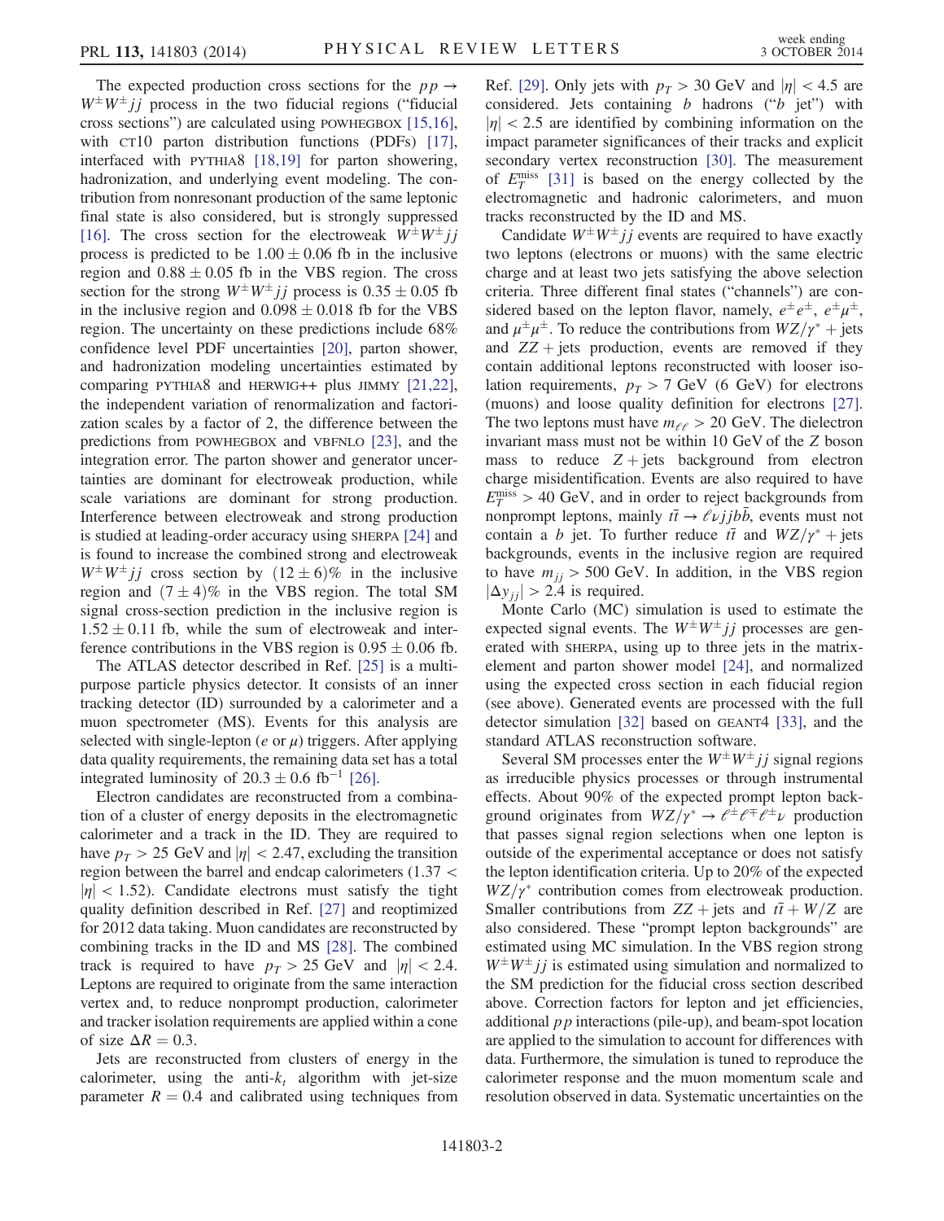The expected production cross sections for the $pp \to W^\pm W^\pm jj$ process in the two fiducial regions ("fiducial cross sections") are calculated using POWHEGBOX [15,16], with CT10 parton distribution functions (PDFs) [17], interfaced with PYTHIA8 [18,19] for parton showering, hadronization, and underlying event modeling. The contribution from nonresonant production of the same leptonic final state is also considered, but is strongly suppressed [16]. The cross section for the electroweak $W^\pm W^\pm jj$ process is predicted to be $1.00 \pm 0.06$ fb in the inclusive region and $0.88 \pm 0.05$ fb in the VBS region. The cross section for the strong $W^\pm W^\pm jj$ process is $0.35 \pm 0.05$ fb in the inclusive region and $0.098 \pm 0.018$ fb for the VBS region. The uncertainty on these predictions include 68% confidence level PDF uncertainties [20], parton shower, and hadronization modeling uncertainties estimated by comparing PYTHIA8 and HERWIG++ plus JIMMY [21,22], the independent variation of renormalization and factorization scales by a factor of 2, the difference between the predictions from POWHEGBOX and VBFNLO [23], and the integration error. The parton shower and generator uncertainties are dominant for electroweak production, while scale variations are dominant for strong production. Interference between electroweak and strong production is studied at leading-order accuracy using SHERPA [24] and is found to increase the combined strong and electroweak $W^\pm W^\pm jj$ cross section by $(12 \pm 6)\%$ in the inclusive region and $(7 \pm 4)\%$ in the VBS region. The total SM signal cross-section prediction in the inclusive region is $1.52 \pm 0.11$ fb, while the sum of electroweak and interference contributions in the VBS region is $0.95 \pm 0.06$ fb.

The ATLAS detector described in Ref. [25] is a multipurpose particle physics detector. It consists of an inner tracking detector (ID) surrounded by a calorimeter and a muon spectrometer (MS). Events for this analysis are selected with single-lepton ($e$ or $\mu$) triggers. After applying data quality requirements, the remaining data set has a total integrated luminosity of $20.3 \pm 0.6$ fb$^{-1}$ [26].

Electron candidates are reconstructed from a combination of a cluster of energy deposits in the electromagnetic calorimeter and a track in the ID. They are required to have $p_T > 25$ GeV and $|\eta| < 2.47$, excluding the transition region between the barrel and endcap calorimeters ($1.37 < |\eta| < 1.52$). Candidate electrons must satisfy the tight quality definition described in Ref. [27] and reoptimized for 2012 data taking. Muon candidates are reconstructed by combining tracks in the ID and MS [28]. The combined track is required to have $p_T > 25$ GeV and $|\eta| < 2.4$. Leptons are required to originate from the same interaction vertex and, to reduce nonprompt production, calorimeter and tracker isolation requirements are applied within a cone of size $\Delta R = 0.3$.

Jets are reconstructed from clusters of energy in the calorimeter, using the anti-$k_t$ algorithm with jet-size parameter $R = 0.4$ and calibrated using techniques from Ref. [29]. Only jets with $p_T > 30$ GeV and $|\eta| < 4.5$ are considered. Jets containing $b$ hadrons ("$b$ jet") with $|\eta| < 2.5$ are identified by combining information on the impact parameter significances of their tracks and explicit secondary vertex reconstruction [30]. The measurement of $E_T^{\text{miss}}$ [31] is based on the energy collected by the electromagnetic and hadronic calorimeters, and muon tracks reconstructed by the ID and MS.

Candidate $W^\pm W^\pm jj$ events are required to have exactly two leptons (electrons or muons) with the same electric charge and at least two jets satisfying the above selection criteria. Three different final states ("channels") are considered based on the lepton flavor, namely, $e^\pm e^\pm$, $e^\pm \mu^\pm$, and $\mu^\pm \mu^\pm$. To reduce the contributions from $WZ/\gamma^* +$ jets and $ZZ +$ jets production, events are removed if they contain additional leptons reconstructed with looser isolation requirements, $p_T > 7$ GeV (6 GeV) for electrons (muons) and loose quality definition for electrons [27]. The two leptons must have $m_{\ell\ell} > 20$ GeV. The dielectron invariant mass must not be within 10 GeV of the $Z$ boson mass to reduce $Z +$ jets background from electron charge misidentification. Events are also required to have $E_T^{\text{miss}} > 40$ GeV, and in order to reject backgrounds from nonprompt leptons, mainly $t\bar{t} \to \ell\nu jjb\bar{b}$, events must not contain a $b$ jet. To further reduce $t\bar{t}$ and $WZ/\gamma^* +$ jets backgrounds, events in the inclusive region are required to have $m_{jj} > 500$ GeV. In addition, in the VBS region $|\Delta y_{jj}| > 2.4$ is required.

Monte Carlo (MC) simulation is used to estimate the expected signal events. The $W^\pm W^\pm jj$ processes are generated with SHERPA, using up to three jets in the matrix-element and parton shower model [24], and normalized using the expected cross section in each fiducial region (see above). Generated events are processed with the full detector simulation [32] based on GEANT4 [33], and the standard ATLAS reconstruction software.

Several SM processes enter the $W^\pm W^\pm jj$ signal regions as irreducible physics processes or through instrumental effects. About 90% of the expected prompt lepton background originates from $WZ/\gamma^* \to \ell^\pm \ell^\mp \ell^\pm \nu$ production that passes signal region selections when one lepton is outside of the experimental acceptance or does not satisfy the lepton identification criteria. Up to 20% of the expected $WZ/\gamma^*$ contribution comes from electroweak production. Smaller contributions from $ZZ +$ jets and $t\bar{t} + W/Z$ are also considered. These "prompt lepton backgrounds" are estimated using MC simulation. In the VBS region strong $W^\pm W^\pm jj$ is estimated using simulation and normalized to the SM prediction for the fiducial cross section described above. Correction factors for lepton and jet efficiencies, additional $pp$ interactions (pile-up), and beam-spot location are applied to the simulation to account for differences with data. Furthermore, the simulation is tuned to reproduce the calorimeter response and the muon momentum scale and resolution observed in data. Systematic uncertainties on the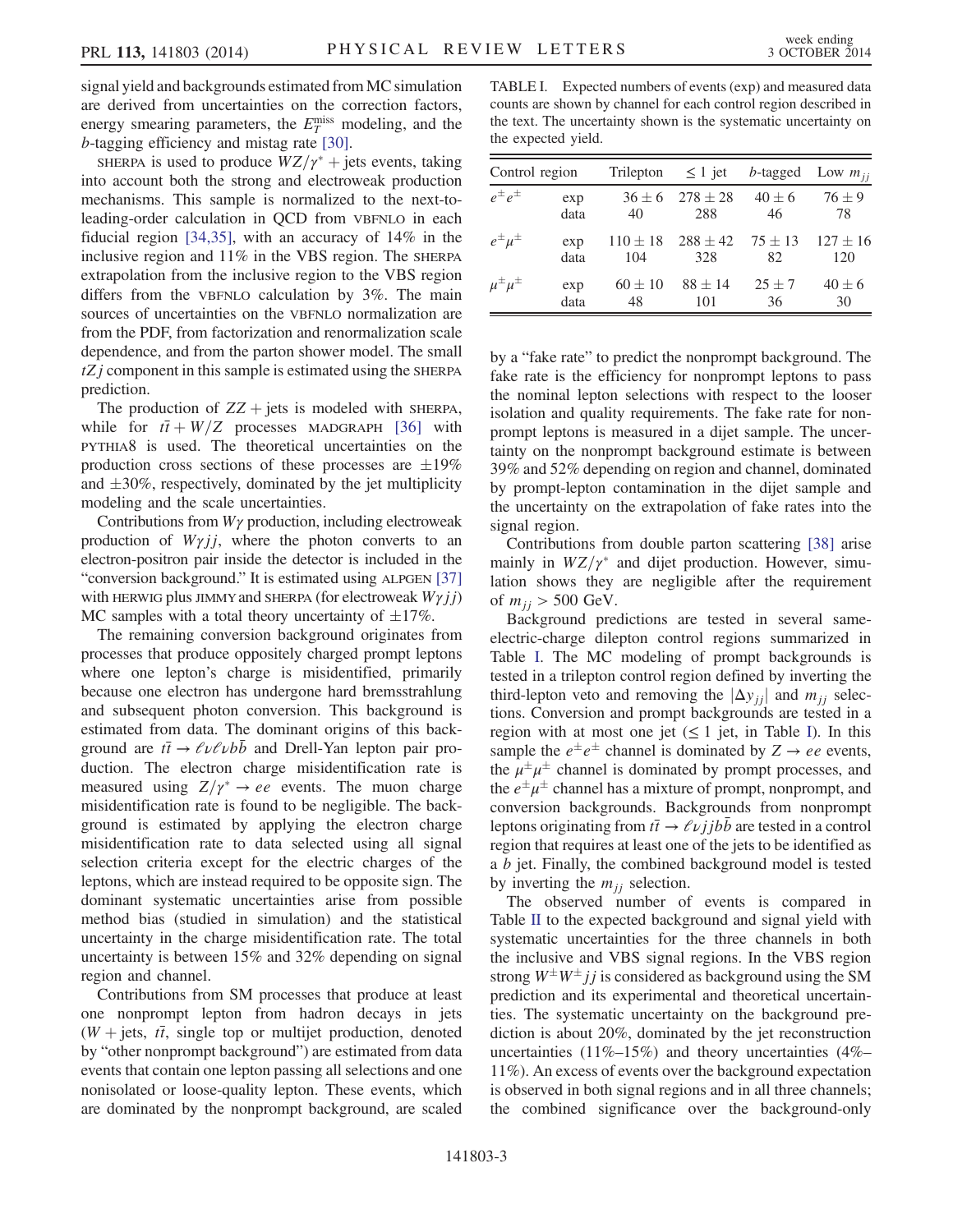signal yield and backgrounds estimated from MC simulation are derived from uncertainties on the correction factors, energy smearing parameters, the $E_T^{\mathrm{miss}}$ modeling, and the $b$-tagging efficiency and mistag rate [30].

SHERPA is used to produce $WZ/\gamma^* +$ jets events, taking into account both the strong and electroweak production mechanisms. This sample is normalized to the next-to-leading-order calculation in QCD from VBFNLO in each fiducial region [34,35], with an accuracy of 14% in the inclusive region and 11% in the VBS region. The SHERPA extrapolation from the inclusive region to the VBS region differs from the VBFNLO calculation by 3%. The main sources of uncertainties on the VBFNLO normalization are from the PDF, from factorization and renormalization scale dependence, and from the parton shower model. The small $tZj$ component in this sample is estimated using the SHERPA prediction.

The production of $ZZ +$ jets is modeled with SHERPA, while for $t\bar{t} + W/Z$ processes MADGRAPH [36] with PYTHIA8 is used. The theoretical uncertainties on the production cross sections of these processes are $\pm 19\%$ and $\pm 30\%$, respectively, dominated by the jet multiplicity modeling and the scale uncertainties.

Contributions from $W\gamma$ production, including electroweak production of $W\gamma jj$, where the photon converts to an electron-positron pair inside the detector is included in the "conversion background." It is estimated using ALPGEN [37] with HERWIG plus JIMMY and SHERPA (for electroweak $W\gamma jj$) MC samples with a total theory uncertainty of $\pm 17\%$.

The remaining conversion background originates from processes that produce oppositely charged prompt leptons where one lepton's charge is misidentified, primarily because one electron has undergone hard bremsstrahlung and subsequent photon conversion. This background is estimated from data. The dominant origins of this background are $t\bar{t} \to \ell\nu\ell\nu b\bar{b}$ and Drell-Yan lepton pair production. The electron charge misidentification rate is measured using $Z/\gamma^* \to ee$ events. The muon charge misidentification rate is found to be negligible. The background is estimated by applying the electron charge misidentification rate to data selected using all signal selection criteria except for the electric charges of the leptons, which are instead required to be opposite sign. The dominant systematic uncertainties arise from possible method bias (studied in simulation) and the statistical uncertainty in the charge misidentification rate. The total uncertainty is between 15% and 32% depending on signal region and channel.

Contributions from SM processes that produce at least one nonprompt lepton from hadron decays in jets ($W +$ jets, $t\bar{t}$, single top or multijet production, denoted by "other nonprompt background") are estimated from data events that contain one lepton passing all selections and one nonisolated or loose-quality lepton. These events, which are dominated by the nonprompt background, are scaled by a "fake rate" to predict the nonprompt background. The fake rate is the efficiency for nonprompt leptons to pass the nominal lepton selections with respect to the looser isolation and quality requirements. The fake rate for nonprompt leptons is measured in a dijet sample. The uncertainty on the nonprompt background estimate is between 39% and 52% depending on region and channel, dominated by prompt-lepton contamination in the dijet sample and the uncertainty on the extrapolation of fake rates into the signal region.

TABLE I. Expected numbers of events (exp) and measured data counts are shown by channel for each control region described in the text. The uncertainty shown is the systematic uncertainty on the expected yield.

| Control region | | Trilepton | $\leq 1$ jet | $b$-tagged | Low $m_{jj}$ |
|---|---|---|---|---|---|
| $e^\pm e^\pm$ | exp | $36 \pm 6$ | $278 \pm 28$ | $40 \pm 6$ | $76 \pm 9$ |
| | data | 40 | 288 | 46 | 78 |
| $e^\pm \mu^\pm$ | exp | $110 \pm 18$ | $288 \pm 42$ | $75 \pm 13$ | $127 \pm 16$ |
| | data | 104 | 328 | 82 | 120 |
| $\mu^\pm \mu^\pm$ | exp | $60 \pm 10$ | $88 \pm 14$ | $25 \pm 7$ | $40 \pm 6$ |
| | data | 48 | 101 | 36 | 30 |

Contributions from double parton scattering [38] arise mainly in $WZ/\gamma^*$ and dijet production. However, simulation shows they are negligible after the requirement of $m_{jj} > 500$ GeV.

Background predictions are tested in several same-electric-charge dilepton control regions summarized in Table I. The MC modeling of prompt backgrounds is tested in a trilepton control region defined by inverting the third-lepton veto and removing the $|\Delta y_{jj}|$ and $m_{jj}$ selections. Conversion and prompt backgrounds are tested in a region with at most one jet ($\leq 1$ jet, in Table I). In this sample the $e^\pm e^\pm$ channel is dominated by $Z \to ee$ events, the $\mu^\pm\mu^\pm$ channel is dominated by prompt processes, and the $e^\pm\mu^\pm$ channel has a mixture of prompt, nonprompt, and conversion backgrounds. Backgrounds from nonprompt leptons originating from $t\bar{t} \to \ell\nu jjb\bar{b}$ are tested in a control region that requires at least one of the jets to be identified as a $b$ jet. Finally, the combined background model is tested by inverting the $m_{jj}$ selection.

The observed number of events is compared in Table II to the expected background and signal yield with systematic uncertainties for the three channels in both the inclusive and VBS signal regions. In the VBS region strong $W^\pm W^\pm jj$ is considered as background using the SM prediction and its experimental and theoretical uncertainties. The systematic uncertainty on the background prediction is about 20%, dominated by the jet reconstruction uncertainties (11%–15%) and theory uncertainties (4%–11%). An excess of events over the background expectation is observed in both signal regions and in all three channels; the combined significance over the background-only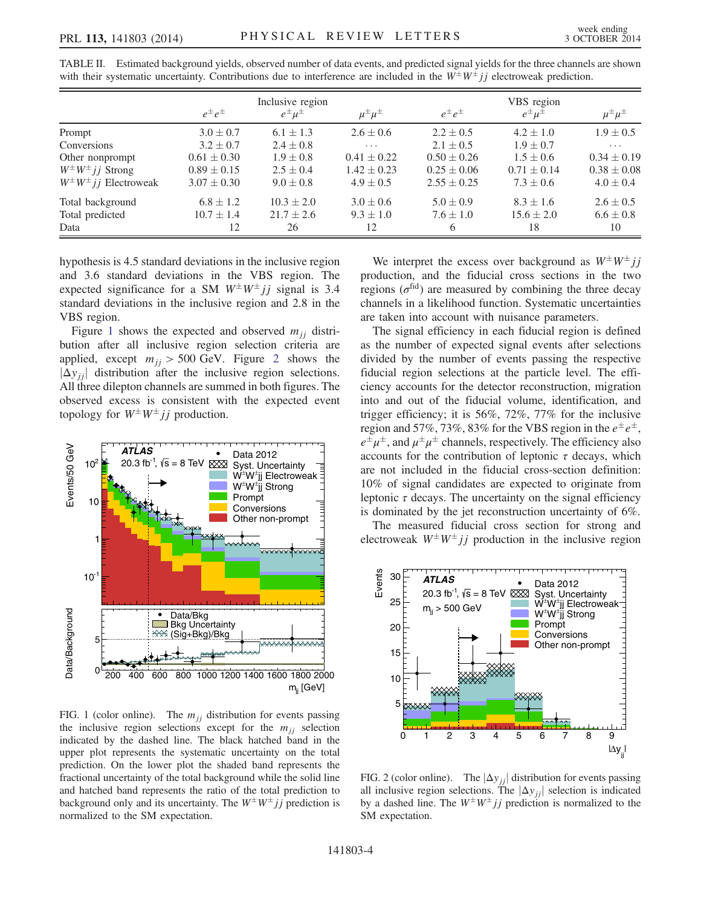TABLE II. Estimated background yields, observed number of data events, and predicted signal yields for the three channels are shown with their systematic uncertainty. Contributions due to interference are included in the $W^{\pm}W^{\pm}jj$ electroweak prediction.

| | Inclusive region | | | VBS region | | |
|---|---|---|---|---|---|---|
| | $e^{\pm}e^{\pm}$ | $e^{\pm}\mu^{\pm}$ | $\mu^{\pm}\mu^{\pm}$ | $e^{\pm}e^{\pm}$ | $e^{\pm}\mu^{\pm}$ | $\mu^{\pm}\mu^{\pm}$ |
| Prompt | $3.0 \pm 0.7$ | $6.1 \pm 1.3$ | $2.6 \pm 0.6$ | $2.2 \pm 0.5$ | $4.2 \pm 1.0$ | $1.9 \pm 0.5$ |
| Conversions | $3.2 \pm 0.7$ | $2.4 \pm 0.8$ | ... | $2.1 \pm 0.5$ | $1.9 \pm 0.7$ | ... |
| Other nonprompt | $0.61 \pm 0.30$ | $1.9 \pm 0.8$ | $0.41 \pm 0.22$ | $0.50 \pm 0.26$ | $1.5 \pm 0.6$ | $0.34 \pm 0.19$ |
| $W^{\pm}W^{\pm}jj$ Strong | $0.89 \pm 0.15$ | $2.5 \pm 0.4$ | $1.42 \pm 0.23$ | $0.25 \pm 0.06$ | $0.71 \pm 0.14$ | $0.38 \pm 0.08$ |
| $W^{\pm}W^{\pm}jj$ Electroweak | $3.07 \pm 0.30$ | $9.0 \pm 0.8$ | $4.9 \pm 0.5$ | $2.55 \pm 0.25$ | $7.3 \pm 0.6$ | $4.0 \pm 0.4$ |
| Total background | $6.8 \pm 1.2$ | $10.3 \pm 2.0$ | $3.0 \pm 0.6$ | $5.0 \pm 0.9$ | $8.3 \pm 1.6$ | $2.6 \pm 0.5$ |
| Total predicted | $10.7 \pm 1.4$ | $21.7 \pm 2.6$ | $9.3 \pm 1.0$ | $7.6 \pm 1.0$ | $15.6 \pm 2.0$ | $6.6 \pm 0.8$ |
| Data | 12 | 26 | 12 | 6 | 18 | 10 |

hypothesis is 4.5 standard deviations in the inclusive region and 3.6 standard deviations in the VBS region. The expected significance for a SM $W^{\pm}W^{\pm}jj$ signal is 3.4 standard deviations in the inclusive region and 2.8 in the VBS region.

Figure 1 shows the expected and observed $m_{jj}$ distribution after all inclusive region selection criteria are applied, except $m_{jj} > 500$ GeV. Figure 2 shows the $|\Delta y_{jj}|$ distribution after the inclusive region selections. All three dilepton channels are summed in both figures. The observed excess is consistent with the expected event topology for $W^{\pm}W^{\pm}jj$ production.

FIG. 1 (color online). The $m_{jj}$ distribution for events passing the inclusive region selections except for the $m_{jj}$ selection indicated by the dashed line. The black hatched band in the upper plot represents the systematic uncertainty on the total prediction. On the lower plot the shaded band represents the fractional uncertainty of the total background while the solid line and hatched band represents the ratio of the total prediction to background only and its uncertainty. The $W^{\pm}W^{\pm}jj$ prediction is normalized to the SM expectation.

We interpret the excess over background as $W^{\pm}W^{\pm}jj$ production, and the fiducial cross sections in the two regions ($\sigma^{\text{fid}}$) are measured by combining the three decay channels in a likelihood function. Systematic uncertainties are taken into account with nuisance parameters.

The signal efficiency in each fiducial region is defined as the number of expected signal events after selections divided by the number of events passing the respective fiducial region selections at the particle level. The efficiency accounts for the detector reconstruction, migration into and out of the fiducial volume, identification, and trigger efficiency; it is 56%, 72%, 77% for the inclusive region and 57%, 73%, 83% for the VBS region in the $e^{\pm}e^{\pm}$, $e^{\pm}\mu^{\pm}$, and $\mu^{\pm}\mu^{\pm}$ channels, respectively. The efficiency also accounts for the contribution of leptonic $\tau$ decays, which are not included in the fiducial cross-section definition: 10% of signal candidates are expected to originate from leptonic $\tau$ decays. The uncertainty on the signal efficiency is dominated by the jet reconstruction uncertainty of 6%.

The measured fiducial cross section for strong and electroweak $W^{\pm}W^{\pm}jj$ production in the inclusive region

FIG. 2 (color online). The $|\Delta y_{jj}|$ distribution for events passing all inclusive region selections. The $|\Delta y_{jj}|$ selection is indicated by a dashed line. The $W^{\pm}W^{\pm}jj$ prediction is normalized to the SM expectation.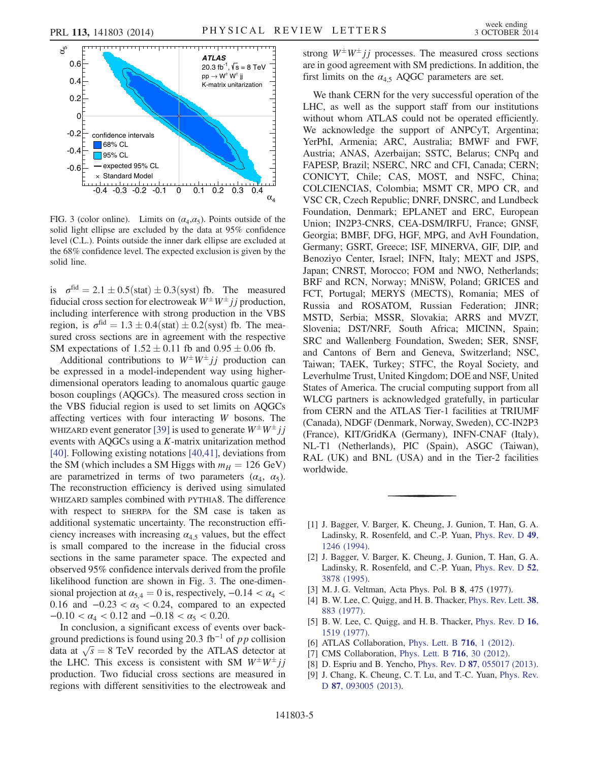FIG. 3 (color online). Limits on ($\alpha_4$,$\alpha_5$). Points outside of the solid light ellipse are excluded by the data at 95% confidence level (C.L.). Points outside the inner dark ellipse are excluded at the 68% confidence level. The expected exclusion is given by the solid line.

is $\sigma^{\rm fid} = 2.1 \pm 0.5({\rm stat}) \pm 0.3({\rm syst})$ fb. The measured fiducial cross section for electroweak $W^{\pm}W^{\pm}jj$ production, including interference with strong production in the VBS region, is $\sigma^{\rm fid} = 1.3 \pm 0.4({\rm stat}) \pm 0.2({\rm syst})$ fb. The measured cross sections are in agreement with the respective SM expectations of $1.52 \pm 0.11$ fb and $0.95 \pm 0.06$ fb.

Additional contributions to $W^{\pm}W^{\pm}jj$ production can be expressed in a model-independent way using higher-dimensional operators leading to anomalous quartic gauge boson couplings (AQGCs). The measured cross section in the VBS fiducial region is used to set limits on AQGCs affecting vertices with four interacting $W$ bosons. The WHIZARD event generator [39] is used to generate $W^{\pm}W^{\pm}jj$ events with AQGCs using a $K$-matrix unitarization method [40]. Following existing notations [40,41], deviations from the SM (which includes a SM Higgs with $m_H = 126$ GeV) are parametrized in terms of two parameters ($\alpha_4$, $\alpha_5$). The reconstruction efficiency is derived using simulated WHIZARD samples combined with PYTHIA8. The difference with respect to SHERPA for the SM case is taken as additional systematic uncertainty. The reconstruction efficiency increases with increasing $\alpha_{4,5}$ values, but the effect is small compared to the increase in the fiducial cross sections in the same parameter space. The expected and observed 95% confidence intervals derived from the profile likelihood function are shown in Fig. 3. The one-dimensional projection at $\alpha_{5,4} = 0$ is, respectively, $-0.14 < \alpha_4 < 0.16$ and $-0.23 < \alpha_5 < 0.24$, compared to an expected $-0.10 < \alpha_4 < 0.12$ and $-0.18 < \alpha_5 < 0.20$.

In conclusion, a significant excess of events over background predictions is found using 20.3 fb$^{-1}$ of $pp$ collision data at $\sqrt{s} = 8$ TeV recorded by the ATLAS detector at the LHC. This excess is consistent with SM $W^{\pm}W^{\pm}jj$ production. Two fiducial cross sections are measured in regions with different sensitivities to the electroweak and strong $W^{\pm}W^{\pm}jj$ processes. The measured cross sections are in good agreement with SM predictions. In addition, the first limits on the $\alpha_{4,5}$ AQGC parameters are set.

We thank CERN for the very successful operation of the LHC, as well as the support staff from our institutions without whom ATLAS could not be operated efficiently. We acknowledge the support of ANPCyT, Argentina; YerPhI, Armenia; ARC, Australia; BMWF and FWF, Austria; ANAS, Azerbaijan; SSTC, Belarus; CNPq and FAPESP, Brazil; NSERC, NRC and CFI, Canada; CERN; CONICYT, Chile; CAS, MOST, and NSFC, China; COLCIENCIAS, Colombia; MSMT CR, MPO CR, and VSC CR, Czech Republic; DNRF, DNSRC, and Lundbeck Foundation, Denmark; EPLANET and ERC, European Union; IN2P3-CNRS, CEA-DSM/IRFU, France; GNSF, Georgia; BMBF, DFG, HGF, MPG, and AvH Foundation, Germany; GSRT, Greece; ISF, MINERVA, GIF, DIP, and Benoziyo Center, Israel; INFN, Italy; MEXT and JSPS, Japan; CNRST, Morocco; FOM and NWO, Netherlands; BRF and RCN, Norway; MNiSW, Poland; GRICES and FCT, Portugal; MERYS (MECTS), Romania; MES of Russia and ROSATOM, Russian Federation; JINR; MSTD, Serbia; MSSR, Slovakia; ARRS and MVZT, Slovenia; DST/NRF, South Africa; MICINN, Spain; SRC and Wallenberg Foundation, Sweden; SER, SNSF, and Cantons of Bern and Geneva, Switzerland; NSC, Taiwan; TAEK, Turkey; STFC, the Royal Society, and Leverhulme Trust, United Kingdom; DOE and NSF, United States of America. The crucial computing support from all WLCG partners is acknowledged gratefully, in particular from CERN and the ATLAS Tier-1 facilities at TRIUMF (Canada), NDGF (Denmark, Norway, Sweden), CC-IN2P3 (France), KIT/GridKA (Germany), INFN-CNAF (Italy), NL-T1 (Netherlands), PIC (Spain), ASGC (Taiwan), RAL (UK) and BNL (USA) and in the Tier-2 facilities worldwide.

---

[1] J. Bagger, V. Barger, K. Cheung, J. Gunion, T. Han, G. A. Ladinsky, R. Rosenfeld, and C.-P. Yuan, Phys. Rev. D **49**, 1246 (1994).

[2] J. Bagger, V. Barger, K. Cheung, J. Gunion, T. Han, G. A. Ladinsky, R. Rosenfeld, and C.-P. Yuan, Phys. Rev. D **52**, 3878 (1995).

[3] M. J. G. Veltman, Acta Phys. Pol. B **8**, 475 (1977).

[4] B. W. Lee, C. Quigg, and H. B. Thacker, Phys. Rev. Lett. **38**, 883 (1977).

[5] B. W. Lee, C. Quigg, and H. B. Thacker, Phys. Rev. D **16**, 1519 (1977).

[6] ATLAS Collaboration, Phys. Lett. B **716**, 1 (2012).

[7] CMS Collaboration, Phys. Lett. B **716**, 30 (2012).

[8] D. Espriu and B. Yencho, Phys. Rev. D **87**, 055017 (2013).

[9] J. Chang, K. Cheung, C. T. Lu, and T.-C. Yuan, Phys. Rev. D **87**, 093005 (2013).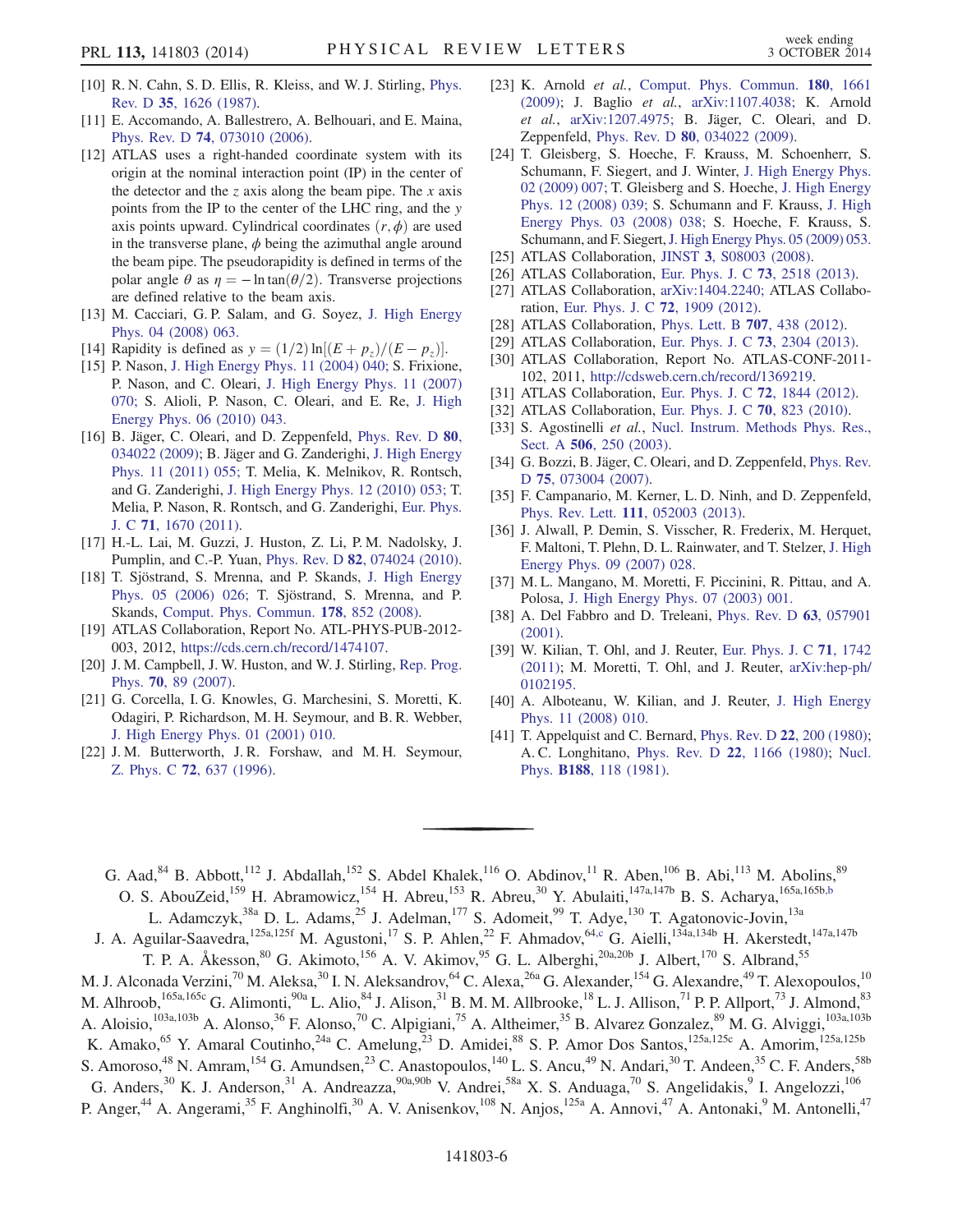[10] R. N. Cahn, S. D. Ellis, R. Kleiss, and W. J. Stirling, Phys. Rev. D **35**, 1626 (1987).

[11] E. Accomando, A. Ballestrero, A. Belhouari, and E. Maina, Phys. Rev. D **74**, 073010 (2006).

[12] ATLAS uses a right-handed coordinate system with its origin at the nominal interaction point (IP) in the center of the detector and the $z$ axis along the beam pipe. The $x$ axis points from the IP to the center of the LHC ring, and the $y$ axis points upward. Cylindrical coordinates $(r, \phi)$ are used in the transverse plane, $\phi$ being the azimuthal angle around the beam pipe. The pseudorapidity is defined in terms of the polar angle $\theta$ as $\eta = -\ln\tan(\theta/2)$. Transverse projections are defined relative to the beam axis.

[13] M. Cacciari, G. P. Salam, and G. Soyez, J. High Energy Phys. 04 (2008) 063.

[14] Rapidity is defined as $y = (1/2)\ln[(E + p_z)/(E - p_z)]$.

[15] P. Nason, J. High Energy Phys. 11 (2004) 040; S. Frixione, P. Nason, and C. Oleari, J. High Energy Phys. 11 (2007) 070; S. Alioli, P. Nason, C. Oleari, and E. Re, J. High Energy Phys. 06 (2010) 043.

[16] B. Jäger, C. Oleari, and D. Zeppenfeld, Phys. Rev. D **80**, 034022 (2009); B. Jäger and G. Zanderighi, J. High Energy Phys. 11 (2011) 055; T. Melia, K. Melnikov, R. Rontsch, and G. Zanderighi, J. High Energy Phys. 12 (2010) 053; T. Melia, P. Nason, R. Rontsch, and G. Zanderighi, Eur. Phys. J. C **71**, 1670 (2011).

[17] H.-L. Lai, M. Guzzi, J. Huston, Z. Li, P. M. Nadolsky, J. Pumplin, and C.-P. Yuan, Phys. Rev. D **82**, 074024 (2010).

[18] T. Sjöstrand, S. Mrenna, and P. Skands, J. High Energy Phys. 05 (2006) 026; T. Sjöstrand, S. Mrenna, and P. Skands, Comput. Phys. Commun. **178**, 852 (2008).

[19] ATLAS Collaboration, Report No. ATL-PHYS-PUB-2012-003, 2012, https://cds.cern.ch/record/1474107.

[20] J. M. Campbell, J. W. Huston, and W. J. Stirling, Rep. Prog. Phys. **70**, 89 (2007).

[21] G. Corcella, I. G. Knowles, G. Marchesini, S. Moretti, K. Odagiri, P. Richardson, M. H. Seymour, and B. R. Webber, J. High Energy Phys. 01 (2001) 010.

[22] J. M. Butterworth, J. R. Forshaw, and M. H. Seymour, Z. Phys. C **72**, 637 (1996).

[23] K. Arnold *et al.*, Comput. Phys. Commun. **180**, 1661 (2009); J. Baglio *et al.*, arXiv:1107.4038; K. Arnold *et al.*, arXiv:1207.4975; B. Jäger, C. Oleari, and D. Zeppenfeld, Phys. Rev. D **80**, 034022 (2009).

[24] T. Gleisberg, S. Hoeche, F. Krauss, M. Schoenherr, S. Schumann, F. Siegert, and J. Winter, J. High Energy Phys. 02 (2009) 007; T. Gleisberg and S. Hoeche, J. High Energy Phys. 12 (2008) 039; S. Schumann and F. Krauss, J. High Energy Phys. 03 (2008) 038; S. Hoeche, F. Krauss, S. Schumann, and F. Siegert, J. High Energy Phys. 05 (2009) 053.

[25] ATLAS Collaboration, JINST **3**, S08003 (2008).

[26] ATLAS Collaboration, Eur. Phys. J. C **73**, 2518 (2013).

[27] ATLAS Collaboration, arXiv:1404.2240; ATLAS Collaboration, Eur. Phys. J. C **72**, 1909 (2012).

[28] ATLAS Collaboration, Phys. Lett. B **707**, 438 (2012).

[29] ATLAS Collaboration, Eur. Phys. J. C **73**, 2304 (2013).

[30] ATLAS Collaboration, Report No. ATLAS-CONF-2011-102, 2011, http://cdsweb.cern.ch/record/1369219.

[31] ATLAS Collaboration, Eur. Phys. J. C **72**, 1844 (2012).

[32] ATLAS Collaboration, Eur. Phys. J. C **70**, 823 (2010).

[33] S. Agostinelli *et al.*, Nucl. Instrum. Methods Phys. Res., Sect. A **506**, 250 (2003).

[34] G. Bozzi, B. Jäger, C. Oleari, and D. Zeppenfeld, Phys. Rev. D **75**, 073004 (2007).

[35] F. Campanario, M. Kerner, L. D. Ninh, and D. Zeppenfeld, Phys. Rev. Lett. **111**, 052003 (2013).

[36] J. Alwall, P. Demin, S. Visscher, R. Frederix, M. Herquet, F. Maltoni, T. Plehn, D. L. Rainwater, and T. Stelzer, J. High Energy Phys. 09 (2007) 028.

[37] M. L. Mangano, M. Moretti, F. Piccinini, R. Pittau, and A. Polosa, J. High Energy Phys. 07 (2003) 001.

[38] A. Del Fabbro and D. Treleani, Phys. Rev. D **63**, 057901 (2001).

[39] W. Kilian, T. Ohl, and J. Reuter, Eur. Phys. J. C **71**, 1742 (2011); M. Moretti, T. Ohl, and J. Reuter, arXiv:hep-ph/0102195.

[40] A. Alboteanu, W. Kilian, and J. Reuter, J. High Energy Phys. 11 (2008) 010.

[41] T. Appelquist and C. Bernard, Phys. Rev. D **22**, 200 (1980); A. C. Longhitano, Phys. Rev. D **22**, 1166 (1980); Nucl. Phys. **B188**, 118 (1981).

---

G. Aad,[84] B. Abbott,[112] J. Abdallah,[152] S. Abdel Khalek,[116] O. Abdinov,[11] R. Aben,[106] B. Abi,[113] M. Abolins,[89] O. S. AbouZeid,[159] H. Abramowicz,[154] H. Abreu,[153] R. Abreu,[30] Y. Abulaiti,[147a,147b] B. S. Acharya,[165a,165b,b] L. Adamczyk,[38a] D. L. Adams,[25] J. Adelman,[177] S. Adomeit,[99] T. Adye,[130] T. Agatonovic-Jovin,[13a] J. A. Aguilar-Saavedra,[125a,125f] M. Agustoni,[17] S. P. Ahlen,[22] F. Ahmadov,[64,c] G. Aielli,[134a,134b] H. Akerstedt,[147a,147b] T. P. A. Åkesson,[80] G. Akimoto,[156] A. V. Akimov,[95] G. L. Alberghi,[20a,20b] J. Albert,[170] S. Albrand,[55] M. J. Alconada Verzini,[70] M. Aleksa,[30] I. N. Aleksandrov,[64] C. Alexa,[26a] G. Alexander,[154] G. Alexandre,[49] T. Alexopoulos,[10] M. Alhroob,[165a,165c] G. Alimonti,[90a] L. Alio,[84] J. Alison,[31] B. M. M. Allbrooke,[18] L. J. Allison,[71] P. P. Allport,[73] J. Almond,[83] A. Aloisio,[103a,103b] A. Alonso,[36] F. Alonso,[70] C. Alpigiani,[75] A. Altheimer,[35] B. Alvarez Gonzalez,[89] M. G. Alviggi,[103a,103b] K. Amako,[65] Y. Amaral Coutinho,[24a] C. Amelung,[23] D. Amidei,[88] S. P. Amor Dos Santos,[125a,125c] A. Amorim,[125a,125b] S. Amoroso,[48] N. Amram,[154] G. Amundsen,[23] C. Anastopoulos,[140] L. S. Ancu,[49] N. Andari,[30] T. Andeen,[35] C. F. Anders,[58b] G. Anders,[30] K. J. Anderson,[31] A. Andreazza,[90a,90b] V. Andrei,[58a] X. S. Anduaga,[70] S. Angelidakis,[9] I. Angelozzi,[106] P. Anger,[44] A. Angerami,[35] F. Anghinolfi,[30] A. V. Anisenkov,[108] N. Anjos,[125a] A. Annovi,[47] A. Antonaki,[9] M. Antonelli,[47]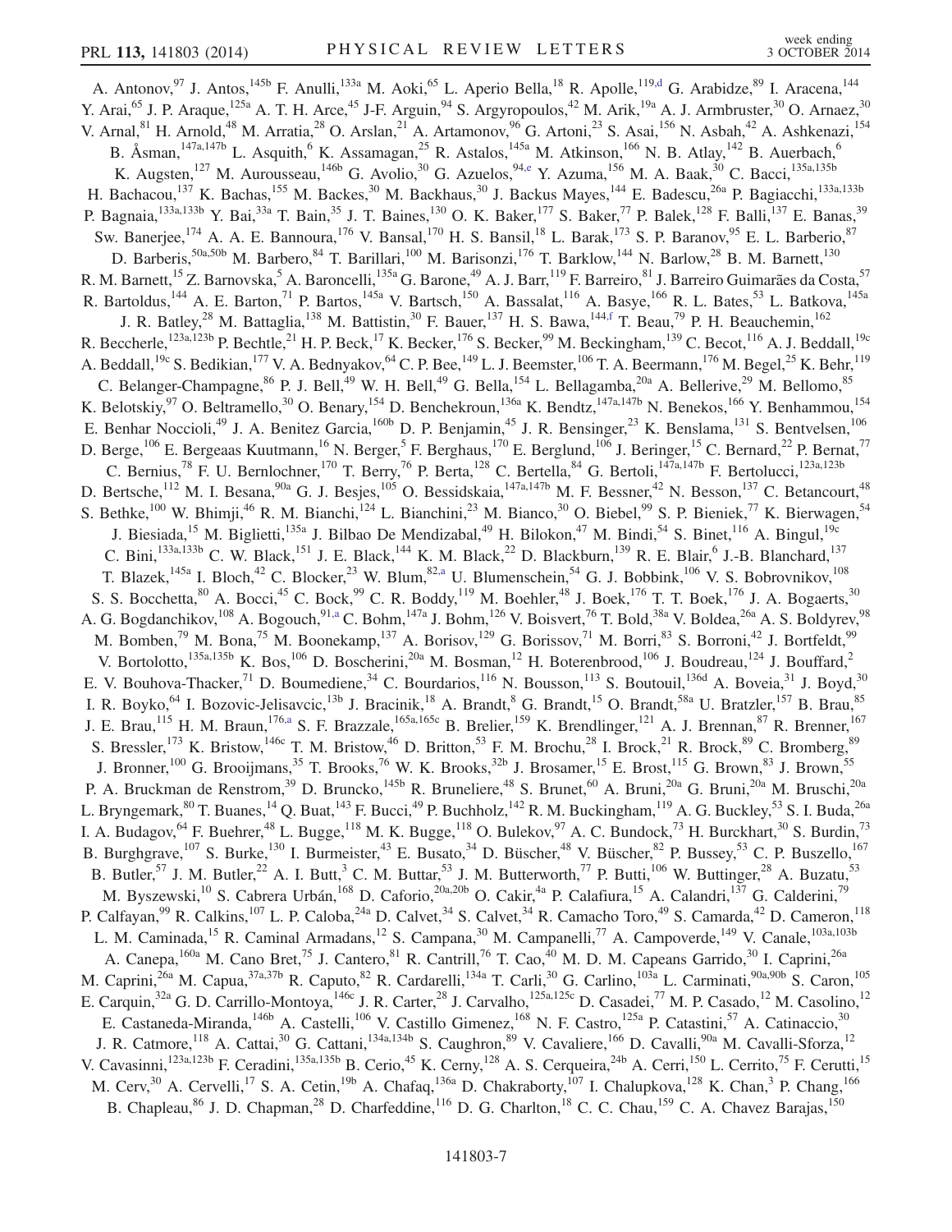A. Antonov,[97] J. Antos,[145b] F. Anulli,[133a] M. Aoki,[65] L. Aperio Bella,[18] R. Apolle,[119,d] G. Arabidze,[89] I. Aracena,[144] Y. Arai,[65] J. P. Araque,[125a] A. T. H. Arce,[45] J-F. Arguin,[94] S. Argyropoulos,[42] M. Arik,[19a] A. J. Armbruster,[30] O. Arnaez,[30] V. Arnal,[81] H. Arnold,[48] M. Arratia,[28] O. Arslan,[21] A. Artamonov,[96] G. Artoni,[23] S. Asai,[156] N. Asbah,[42] A. Ashkenazi,[154] B. Åsman,[147a,147b] L. Asquith,[6] K. Assamagan,[25] R. Astalos,[145a] M. Atkinson,[166] N. B. Atlay,[142] B. Auerbach,[6] K. Augsten,[127] M. Aurousseau,[146b] G. Avolio,[30] G. Azuelos,[94,e] Y. Azuma,[156] M. A. Baak,[30] C. Bacci,[135a,135b] H. Bachacou,[137] K. Bachas,[155] M. Backes,[30] M. Backhaus,[30] J. Backus Mayes,[144] E. Badescu,[26a] P. Bagiacchi,[133a,133b] P. Bagnaia,[133a,133b] Y. Bai,[33a] T. Bain,[35] J. T. Baines,[130] O. K. Baker,[177] S. Baker,[77] P. Balek,[128] F. Balli,[137] E. Banas,[39] Sw. Banerjee,[174] A. A. E. Bannoura,[176] V. Bansal,[170] H. S. Bansil,[18] L. Barak,[173] S. P. Baranov,[95] E. L. Barberio,[87] D. Barberis,[50a,50b] M. Barbero,[84] T. Barillari,[100] M. Barisonzi,[176] T. Barklow,[144] N. Barlow,[28] B. M. Barnett,[130] R. M. Barnett,[15] Z. Barnovska,[5] A. Baroncelli,[135a] G. Barone,[49] A. J. Barr,[119] F. Barreiro,[81] J. Barreiro Guimarães da Costa,[57] R. Bartoldus,[144] A. E. Barton,[71] P. Bartos,[145a] V. Bartsch,[150] A. Bassalat,[116] A. Basye,[166] R. L. Bates,[53] L. Batkova,[145a] J. R. Batley,[28] M. Battaglia,[138] M. Battistin,[30] F. Bauer,[137] H. S. Bawa,[144,f] T. Beau,[79] P. H. Beauchemin,[162] R. Beccherle,[123a,123b] P. Bechtle,[21] H. P. Beck,[17] K. Becker,[176] S. Becker,[99] M. Beckingham,[139] C. Becot,[116] A. J. Beddall,[19c] A. Beddall,[19c] S. Bedikian,[177] V. A. Bednyakov,[64] C. P. Bee,[149] L. J. Beemster,[106] T. A. Beermann,[176] M. Begel,[25] K. Behr,[119] C. Belanger-Champagne,[86] P. J. Bell,[49] W. H. Bell,[49] G. Bella,[154] L. Bellagamba,[20a] A. Bellerive,[29] M. Bellomo,[85] K. Belotskiy,[97] O. Beltramello,[30] O. Benary,[154] D. Benchekroun,[136a] K. Bendtz,[147a,147b] N. Benekos,[166] Y. Benhammou,[154] E. Benhar Noccioli,[49] J. A. Benitez Garcia,[160b] D. P. Benjamin,[45] J. R. Bensinger,[23] K. Benslama,[131] S. Bentvelsen,[106] D. Berge,[106] E. Bergeaas Kuutmann,[16] N. Berger,[5] F. Berghaus,[170] E. Berglund,[106] J. Beringer,[15] C. Bernard,[22] P. Bernat,[77] C. Bernius,[78] F. U. Bernlochner,[170] T. Berry,[76] P. Berta,[128] C. Bertella,[84] G. Bertoli,[147a,147b] F. Bertolucci,[123a,123b] D. Bertsche,[112] M. I. Besana,[90a] G. J. Besjes,[105] O. Bessidskaia,[147a,147b] M. F. Bessner,[42] N. Besson,[137] C. Betancourt,[48] S. Bethke,[100] W. Bhimji,[46] R. M. Bianchi,[124] L. Bianchini,[23] M. Bianco,[30] O. Biebel,[99] S. P. Bieniek,[77] K. Bierwagen,[54] J. Biesiada,[15] M. Biglietti,[135a] J. Bilbao De Mendizabal,[49] H. Bilokon,[47] M. Bindi,[54] S. Binet,[116] A. Bingul,[19c] C. Bini,[133a,133b] C. W. Black,[151] J. E. Black,[144] K. M. Black,[22] D. Blackburn,[139] R. E. Blair,[6] J.-B. Blanchard,[137] T. Blazek,[145a] I. Bloch,[42] C. Blocker,[23] W. Blum,[82,a] U. Blumenschein,[54] G. J. Bobbink,[106] V. S. Bobrovnikov,[108] S. S. Bocchetta,[80] A. Bocci,[45] C. Bock,[99] C. R. Boddy,[119] M. Boehler,[48] J. Boek,[176] T. T. Boek,[176] J. A. Bogaerts,[30] A. G. Bogdanchikov,[108] A. Bogouch,[91,a] C. Bohm,[147a] J. Bohm,[126] V. Boisvert,[76] T. Bold,[38a] V. Boldea,[26a] A. S. Boldyrev,[98] M. Bomben,[79] M. Bona,[75] M. Boonekamp,[137] A. Borisov,[129] G. Borissov,[71] M. Borri,[83] S. Borroni,[42] J. Bortfeldt,[99] V. Bortolotto,[135a,135b] K. Bos,[106] D. Boscherini,[20a] M. Bosman,[12] H. Boterenbrood,[106] J. Boudreau,[124] J. Bouffard,[2] E. V. Bouhova-Thacker,[71] D. Boumediene,[34] C. Bourdarios,[116] N. Bousson,[113] S. Boutouil,[136d] A. Boveia,[31] J. Boyd,[30] I. R. Boyko,[64] I. Bozovic-Jelisavcic,[13b] J. Bracinik,[18] A. Brandt,[8] G. Brandt,[15] O. Brandt,[58a] U. Bratzler,[157] B. Brau,[85] J. E. Brau,[115] H. M. Braun,[176,a] S. F. Brazzale,[165a,165c] B. Brelier,[159] K. Brendlinger,[121] A. J. Brennan,[87] R. Brenner,[167] S. Bressler,[173] K. Bristow,[146c] T. M. Bristow,[46] D. Britton,[53] F. M. Brochu,[28] I. Brock,[21] R. Brock,[89] C. Bromberg,[89] J. Bronner,[100] G. Brooijmans,[35] T. Brooks,[76] W. K. Brooks,[32b] J. Brosamer,[15] E. Brost,[115] G. Brown,[83] J. Brown,[55] P. A. Bruckman de Renstrom,[39] D. Bruncko,[145b] R. Bruneliere,[48] S. Brunet,[60] A. Bruni,[20a] G. Bruni,[20a] M. Bruschi,[20a] L. Bryngemark,[80] T. Buanes,[14] Q. Buat,[143] F. Bucci,[49] P. Buchholz,[142] R. M. Buckingham,[119] A. G. Buckley,[53] S. I. Buda,[26a] I. A. Budagov,[64] F. Buehrer,[48] L. Bugge,[118] M. K. Bugge,[118] O. Bulekov,[97] A. C. Bundock,[73] H. Burckhart,[30] S. Burdin,[73] B. Burghgrave,[107] S. Burke,[130] I. Burmeister,[43] E. Busato,[34] D. Büscher,[48] V. Büscher,[82] P. Bussey,[53] C. P. Buszello,[167] B. Butler,[57] J. M. Butler,[22] A. I. Butt,[3] C. M. Buttar,[53] J. M. Butterworth,[77] P. Butti,[106] W. Buttinger,[28] A. Buzatu,[53] M. Byszewski,[10] S. Cabrera Urbán,[168] D. Caforio,[20a,20b] O. Cakir,[4a] P. Calafiura,[15] A. Calandri,[137] G. Calderini,[79] P. Calfayan,[99] R. Calkins,[107] L. P. Caloba,[24a] D. Calvet,[34] S. Calvet,[34] R. Camacho Toro,[49] S. Camarda,[42] D. Cameron,[118] L. M. Caminada,[15] R. Caminal Armadans,[12] S. Campana,[30] M. Campanelli,[77] A. Campoverde,[149] V. Canale,[103a,103b] A. Canepa,[160a] M. Cano Bret,[75] J. Cantero,[81] R. Cantrill,[76] T. Cao,[40] M. D. M. Capeans Garrido,[30] I. Caprini,[26a] M. Caprini,[26a] M. Capua,[37a,37b] R. Caputo,[82] R. Cardarelli,[134a] T. Carli,[30] G. Carlino,[103a] L. Carminati,[90a,90b] S. Caron,[105] E. Carquin,[32a] G. D. Carrillo-Montoya,[146c] J. R. Carter,[28] J. Carvalho,[125a,125c] D. Casadei,[77] M. P. Casado,[12] M. Casolino,[12] E. Castaneda-Miranda,[146b] A. Castelli,[106] V. Castillo Gimenez,[168] N. F. Castro,[125a] P. Catastini,[57] A. Catinaccio,[30] J. R. Catmore,[118] A. Cattai,[30] G. Cattani,[134a,134b] S. Caughron,[89] V. Cavaliere,[166] D. Cavalli,[90a] M. Cavalli-Sforza,[12] V. Cavasinni,[123a,123b] F. Ceradini,[135a,135b] B. Cerio,[45] K. Cerny,[128] A. S. Cerqueira,[24b] A. Cerri,[150] L. Cerrito,[75] F. Cerutti,[15] M. Cerv,[30] A. Cervelli,[17] S. A. Cetin,[19b] A. Chafaq,[136a] D. Chakraborty,[107] I. Chalupkova,[128] K. Chan,[3] P. Chang,[166] B. Chapleau,[86] J. D. Chapman,[28] D. Charfeddine,[116] D. G. Charlton,[18] C. C. Chau,[159] C. A. Chavez Barajas,[150]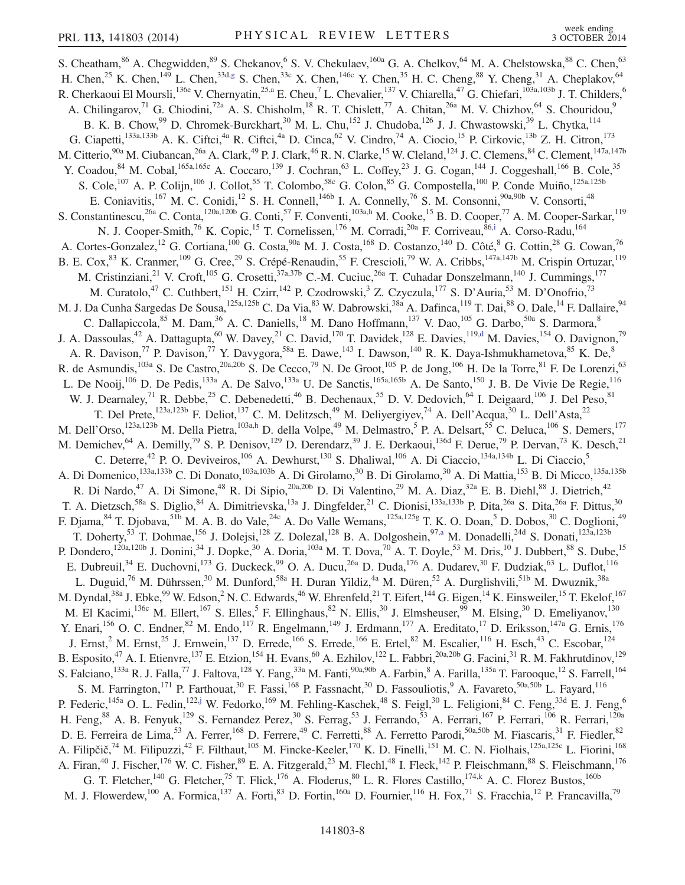S. Cheatham,[86] A. Chegwidden,[89] S. Chekanov,[6] S. V. Chekulaev,[160a] G. A. Chelkov,[64] M. A. Chelstowska,[88] C. Chen,[63] H. Chen,[25] K. Chen,[149] L. Chen,[33d,g] S. Chen,[33c] X. Chen,[146c] Y. Chen,[35] H. C. Cheng,[88] Y. Cheng,[31] A. Cheplakov,[64] R. Cherkaoui El Moursli,[136e] V. Chernyatin,[25,a] E. Cheu,[7] L. Chevalier,[137] V. Chiarella,[47] G. Chiefari,[103a,103b] J. T. Childers,[6] A. Chilingarov,[71] G. Chiodini,[72a] A. S. Chisholm,[18] R. T. Chislett,[77] A. Chitan,[26a] M. V. Chizhov,[64] S. Chouridou,[9] B. K. B. Chow,[99] D. Chromek-Burckhart,[30] M. L. Chu,[152] J. Chudoba,[126] J. J. Chwastowski,[39] L. Chytka,[114] G. Ciapetti,[133a,133b] A. K. Ciftci,[4a] R. Ciftci,[4a] D. Cinca,[62] V. Cindro,[74] A. Ciocio,[15] P. Cirkovic,[13b] Z. H. Citron,[173] M. Citterio,[90a] M. Ciubancan,[26a] A. Clark,[49] P. J. Clark,[46] R. N. Clarke,[15] W. Cleland,[124] J. C. Clemens,[84] C. Clement,[147a,147b] Y. Coadou,[84] M. Cobal,[165a,165c] A. Coccaro,[139] J. Cochran,[63] L. Coffey,[23] J. G. Cogan,[144] J. Coggeshall,[166] B. Cole,[35] S. Cole,[107] A. P. Colijn,[106] J. Collot,[55] T. Colombo,[58c] G. Colon,[85] G. Compostella,[100] P. Conde Muiño,[125a,125b] E. Coniavitis,[167] M. C. Conidi,[12] S. H. Connell,[146b] I. A. Connelly,[76] S. M. Consonni,[90a,90b] V. Consorti,[48] S. Constantinescu,[26a] C. Conta,[120a,120b] G. Conti,[57] F. Conventi,[103a,h] M. Cooke,[15] B. D. Cooper,[77] A. M. Cooper-Sarkar,[119] N. J. Cooper-Smith,[76] K. Copic,[15] T. Cornelissen,[176] M. Corradi,[20a] F. Corriveau,[86,i] A. Corso-Radu,[164] A. Cortes-Gonzalez,[12] G. Cortiana,[100] G. Costa,[90a] M. J. Costa,[168] D. Costanzo,[140] D. Côté,[8] G. Cottin,[28] G. Cowan,[76] B. E. Cox,[83] K. Cranmer,[109] G. Cree,[29] S. Crépé-Renaudin,[55] F. Crescioli,[79] W. A. Cribbs,[147a,147b] M. Crispin Ortuzar,[119] M. Cristinziani,[21] V. Croft,[105] G. Crosetti,[37a,37b] C.-M. Cuciuc,[26a] T. Cuhadar Donszelmann,[140] J. Cummings,[177] M. Curatolo,[47] C. Cuthbert,[151] H. Czirr,[142] P. Czodrowski,[3] Z. Czyczula,[177] S. D'Auria,[53] M. D'Onofrio,[73] M. J. Da Cunha Sargedas De Sousa,[125a,125b] C. Da Via,[83] W. Dabrowski,[38a] A. Dafinca,[119] T. Dai,[88] O. Dale,[14] F. Dallaire,[94] C. Dallapiccola,[85] M. Dam,[36] A. C. Daniells,[18] M. Dano Hoffmann,[137] V. Dao,[105] G. Darbo,[50a] S. Darmora,[8] J. A. Dassoulas,[42] A. Dattagupta,[60] W. Davey,[21] C. David,[170] T. Davidek,[128] E. Davies,[119,d] M. Davies,[154] O. Davignon,[79] A. R. Davison,[77] P. Davison,[77] Y. Davygora,[58a] E. Dawe,[143] I. Dawson,[140] R. K. Daya-Ishmukhametova,[85] K. De,[8] R. de Asmundis,[103a] S. De Castro,[20a,20b] S. De Cecco,[79] N. De Groot,[105] P. de Jong,[106] H. De la Torre,[81] F. De Lorenzi,[63] L. De Nooij,[106] D. De Pedis,[133a] A. De Salvo,[133a] U. De Sanctis,[165a,165b] A. De Santo,[150] J. B. De Vivie De Regie,[116] W. J. Dearnaley,[71] R. Debbe,[25] C. Debenedetti,[46] B. Dechenaux,[55] D. V. Dedovich,[64] I. Deigaard,[106] J. Del Peso,[81] T. Del Prete,[123a,123b] F. Deliot,[137] C. M. Delitzsch,[49] M. Deliyergiyev,[74] A. Dell'Acqua,[30] L. Dell'Asta,[22] M. Dell'Orso,[123a,123b] M. Della Pietra,[103a,h] D. della Volpe,[49] M. Delmastro,[5] P. A. Delsart,[55] C. Deluca,[106] S. Demers,[177] M. Demichev,[64] A. Demilly,[79] S. P. Denisov,[129] D. Derendarz,[39] J. E. Derkaoui,[136d] F. Derue,[79] P. Dervan,[73] K. Desch,[21] C. Deterre,[42] P. O. Deviveiros,[106] A. Dewhurst,[130] S. Dhaliwal,[106] A. Di Ciaccio,[134a,134b] L. Di Ciaccio,[5] A. Di Domenico,[133a,133b] C. Di Donato,[103a,103b] A. Di Girolamo,[30] B. Di Girolamo,[30] A. Di Mattia,[153] B. Di Micco,[135a,135b] R. Di Nardo,[47] A. Di Simone,[48] R. Di Sipio,[20a,20b] D. Di Valentino,[29] M. A. Diaz,[32a] E. B. Diehl,[88] J. Dietrich,[42] T. A. Dietzsch,[58a] S. Diglio,[84] A. Dimitrievska,[13a] J. Dingfelder,[21] C. Dionisi,[133a,133b] P. Dita,[26a] S. Dita,[26a] F. Dittus,[30] F. Djama,[84] T. Djobava,[51b] M. A. B. do Vale,[24c] A. Do Valle Wemans,[125a,125g] T. K. O. Doan,[5] D. Dobos,[30] C. Doglioni,[49] T. Doherty,[53] T. Dohmae,[156] J. Dolejsi,[128] Z. Dolezal,[128] B. A. Dolgoshein,[97,a] M. Donadelli,[24d] S. Donati,[123a,123b] P. Dondero,[120a,120b] J. Donini,[34] J. Dopke,[30] A. Doria,[103a] M. T. Dova,[70] A. T. Doyle,[53] M. Dris,[10] J. Dubbert,[88] S. Dube,[15] E. Dubreuil,[34] E. Duchovni,[173] G. Duckeck,[99] O. A. Ducu,[26a] D. Duda,[176] A. Dudarev,[30] F. Dudziak,[63] L. Duflot,[116] L. Duguid,[76] M. Dührssen,[30] M. Dunford,[58a] H. Duran Yildiz,[4a] M. Düren,[52] A. Durglishvili,[51b] M. Dwuznik,[38a] M. Dyndal,[38a] J. Ebke,[99] W. Edson,[2] N. C. Edwards,[46] W. Ehrenfeld,[21] T. Eifert,[144] G. Eigen,[14] K. Einsweiler,[15] T. Ekelof,[167] M. El Kacimi,[136c] M. Ellert,[167] S. Elles,[5] F. Ellinghaus,[82] N. Ellis,[30] J. Elmsheuser,[99] M. Elsing,[30] D. Emeliyanov,[130] Y. Enari,[156] O. C. Endner,[82] M. Endo,[117] R. Engelmann,[149] J. Erdmann,[177] A. Ereditato,[17] D. Eriksson,[147a] G. Ernis,[176] J. Ernst,[2] M. Ernst,[25] J. Ernwein,[137] D. Errede,[166] S. Errede,[166] E. Ertel,[82] M. Escalier,[116] H. Esch,[43] C. Escobar,[124] B. Esposito,[47] A. I. Etienvre,[137] E. Etzion,[154] H. Evans,[60] A. Ezhilov,[122] L. Fabbri,[20a,20b] G. Facini,[31] R. M. Fakhrutdinov,[129] S. Falciano,[133a] R. J. Falla,[77] J. Faltova,[128] Y. Fang,[33a] M. Fanti,[90a,90b] A. Farbin,[8] A. Farilla,[135a] T. Farooque,[12] S. Farrell,[164] S. M. Farrington,[171] P. Farthouat,[30] F. Fassi,[168] P. Fassnacht,[30] D. Fassouliotis,[9] A. Favareto,[50a,50b] L. Fayard,[116] P. Federic,[145a] O. L. Fedin,[122,j] W. Fedorko,[169] M. Fehling-Kaschek,[48] S. Feigl,[30] L. Feligioni,[84] C. Feng,[33d] E. J. Feng,[6] H. Feng,[88] A. B. Fenyuk,[129] S. Fernandez Perez,[30] S. Ferrag,[53] J. Ferrando,[53] A. Ferrari,[167] P. Ferrari,[106] R. Ferrari,[120a] D. E. Ferreira de Lima,[53] A. Ferrer,[168] D. Ferrere,[49] C. Ferretti,[88] A. Ferretto Parodi,[50a,50b] M. Fiascaris,[31] F. Fiedler,[82] A. Filipčič,[74] M. Filipuzzi,[42] F. Filthaut,[105] M. Fincke-Keeler,[170] K. D. Finelli,[151] M. C. N. Fiolhais,[125a,125c] L. Fiorini,[168] A. Firan,[40] J. Fischer,[176] W. C. Fisher,[89] E. A. Fitzgerald,[23] M. Flechl,[48] I. Fleck,[142] P. Fleischmann,[88] S. Fleischmann,[176] G. T. Fletcher,[140] G. Fletcher,[75] T. Flick,[176] A. Floderus,[80] L. R. Flores Castillo,[174,k] A. C. Florez Bustos,[160b] M. J. Flowerdew,[100] A. Formica,[137] A. Forti,[83] D. Fortin,[160a] D. Fournier,[116] H. Fox,[71] S. Fracchia,[12] P. Francavilla,[79]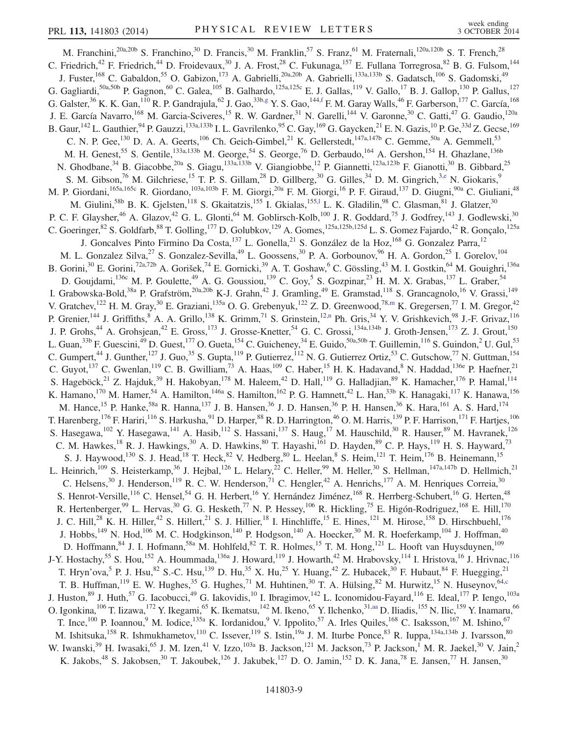M. Franchini,[20a,20b] S. Franchino,[30] D. Francis,[30] M. Franklin,[57] S. Franz,[61] M. Fraternali,[120a,120b] S. T. French,[28] C. Friedrich,[42] F. Friedrich,[44] D. Froidevaux,[30] J. A. Frost,[28] C. Fukunaga,[157] E. Fullana Torregrosa,[82] B. G. Fulsom,[144] J. Fuster,[168] C. Gabaldon,[55] O. Gabizon,[173] A. Gabrielli,[20a,20b] A. Gabrielli,[133a,133b] S. Gadatsch,[106] S. Gadomski,[49] G. Gagliardi,[50a,50b] P. Gagnon,[60] C. Galea,[105] B. Galhardo,[125a,125c] E. J. Gallas,[119] V. Gallo,[17] B. J. Gallop,[130] P. Gallus,[127] G. Galster,[36] K. K. Gan,[110] R. P. Gandrajula,[62] J. Gao,[33b,g] Y. S. Gao,[144,f] F. M. Garay Walls,[46] F. Garberson,[177] C. García,[168] J. E. García Navarro,[168] M. Garcia-Sciveres,[15] R. W. Gardner,[31] N. Garelli,[144] V. Garonne,[30] C. Gatti,[47] G. Gaudio,[120a] B. Gaur,[142] L. Gauthier,[94] P. Gauzzi,[133a,133b] I. L. Gavrilenko,[95] C. Gay,[169] G. Gaycken,[21] E. N. Gazis,[10] P. Ge,[33d] Z. Gecse,[169] C. N. P. Gee,[130] D. A. A. Geerts,[106] Ch. Geich-Gimbel,[21] K. Gellerstedt,[147a,147b] C. Gemme,[50a] A. Gemmell,[53] M. H. Genest,[55] S. Gentile,[133a,133b] M. George,[54] S. George,[76] D. Gerbaudo,[164] A. Gershon,[154] H. Ghazlane,[136b] N. Ghodbane,[34] B. Giacobbe,[20a] S. Giagu,[133a,133b] V. Giangiobbe,[12] P. Giannetti,[123a,123b] F. Gianotti,[30] B. Gibbard,[25] S. M. Gibson,[76] M. Gilchriese,[15] T. P. S. Gillam,[28] D. Gillberg,[30] G. Gilles,[34] D. M. Gingrich,[3,e] N. Giokaris,[9] M. P. Giordani,[165a,165c] R. Giordano,[103a,103b] F. M. Giorgi,[20a] F. M. Giorgi,[16] P. F. Giraud,[137] D. Giugni,[90a] C. Giuliani,[48] M. Giulini,[58b] B. K. Gjelsten,[118] S. Gkaitatzis,[155] I. Gkialas,[155,l] L. K. Gladilin,[98] C. Glasman,[81] J. Glatzer,[30] P. C. F. Glaysher,[46] A. Glazov,[42] G. L. Glonti,[64] M. Goblirsch-Kolb,[100] J. R. Goddard,[75] J. Godfrey,[143] J. Godlewski,[30] C. Goeringer,[82] S. Goldfarb,[88] T. Golling,[177] D. Golubkov,[129] A. Gomes,[125a,125b,125d] L. S. Gomez Fajardo,[42] R. Gonçalo,[125a] J. Goncalves Pinto Firmino Da Costa,[137] L. Gonella,[21] S. González de la Hoz,[168] G. Gonzalez Parra,[12] M. L. Gonzalez Silva,[27] S. Gonzalez-Sevilla,[49] L. Goossens,[30] P. A. Gorbounov,[96] H. A. Gordon,[25] I. Gorelov,[104] B. Gorini,[30] E. Gorini,[72a,72b] A. Gorišek,[74] E. Gornicki,[39] A. T. Goshaw,[6] C. Gössling,[43] M. I. Gostkin,[64] M. Gouighri,[136a] D. Goujdami,[136c] M. P. Goulette,[49] A. G. Goussiou,[139] C. Goy,[5] S. Gozpinar,[23] H. M. X. Grabas,[137] L. Graber,[54] I. Grabowska-Bold,[38a] P. Grafström,[20a,20b] K-J. Grahn,[42] J. Gramling,[49] E. Gramstad,[118] S. Grancagnolo,[16] V. Grassi,[149] V. Gratchev,[122] H. M. Gray,[30] E. Graziani,[135a] O. G. Grebenyuk,[122] Z. D. Greenwood,[78,m] K. Gregersen,[77] I. M. Gregor,[42] P. Grenier,[144] J. Griffiths,[8] A. A. Grillo,[138] K. Grimm,[71] S. Grinstein,[12,n] Ph. Gris,[34] Y. V. Grishkevich,[98] J.-F. Grivaz,[116] J. P. Grohs,[44] A. Grohsjean,[42] E. Gross,[173] J. Grosse-Knetter,[54] G. C. Grossi,[134a,134b] J. Groth-Jensen,[173] Z. J. Grout,[150] L. Guan,[33b] F. Guescini,[49] D. Guest,[177] O. Gueta,[154] C. Guicheney,[34] E. Guido,[50a,50b] T. Guillemin,[116] S. Guindon,[2] U. Gul,[53] C. Gumpert,[44] J. Gunther,[127] J. Guo,[35] S. Gupta,[119] P. Gutierrez,[112] N. G. Gutierrez Ortiz,[53] C. Gutschow,[77] N. Guttman,[154] C. Guyot,[137] C. Gwenlan,[119] C. B. Gwilliam,[73] A. Haas,[109] C. Haber,[15] H. K. Hadavand,[8] N. Haddad,[136e] P. Haefner,[21] S. Hageböck,[21] Z. Hajduk,[39] H. Hakobyan,[178] M. Haleem,[42] D. Hall,[119] G. Halladjian,[89] K. Hamacher,[176] P. Hamal,[114] K. Hamano,[170] M. Hamer,[54] A. Hamilton,[146a] S. Hamilton,[162] P. G. Hamnett,[42] L. Han,[33b] K. Hanagaki,[117] K. Hanawa,[156] M. Hance,[15] P. Hanke,[58a] R. Hanna,[137] J. B. Hansen,[36] J. D. Hansen,[36] P. H. Hansen,[36] K. Hara,[161] A. S. Hard,[174] T. Harenberg,[176] F. Hariri,[116] S. Harkusha,[91] D. Harper,[88] R. D. Harrington,[46] O. M. Harris,[139] P. F. Harrison,[171] F. Hartjes,[106] S. Hasegawa,[102] Y. Hasegawa,[141] A. Hasib,[112] S. Hassani,[137] S. Haug,[17] M. Hauschild,[30] R. Hauser,[89] M. Havranek,[126] C. M. Hawkes,[18] R. J. Hawkings,[30] A. D. Hawkins,[80] T. Hayashi,[161] D. Hayden,[89] C. P. Hays,[119] H. S. Hayward,[73] S. J. Haywood,[130] S. J. Head,[18] T. Heck,[82] V. Hedberg,[80] L. Heelan,[8] S. Heim,[121] T. Heim,[176] B. Heinemann,[15] L. Heinrich,[109] S. Heisterkamp,[36] J. Hejbal,[126] L. Helary,[22] C. Heller,[99] M. Heller,[30] S. Hellman,[147a,147b] D. Hellmich,[21] C. Helsens,[30] J. Henderson,[119] R. C. W. Henderson,[71] C. Hengler,[42] A. Henrichs,[177] A. M. Henriques Correia,[30] S. Henrot-Versille,[116] C. Hensel,[54] G. H. Herbert,[16] Y. Hernández Jiménez,[168] R. Herrberg-Schubert,[16] G. Herten,[48] R. Hertenberger,[99] L. Hervas,[30] G. G. Hesketh,[77] N. P. Hessey,[106] R. Hickling,[75] E. Higón-Rodriguez,[168] E. Hill,[170] J. C. Hill,[28] K. H. Hiller,[42] S. Hillert,[21] S. J. Hillier,[18] I. Hinchliffe,[15] E. Hines,[121] M. Hirose,[158] D. Hirschbuehl,[176] J. Hobbs,[149] N. Hod,[106] M. C. Hodgkinson,[140] P. Hodgson,[140] A. Hoecker,[30] M. R. Hoeferkamp,[104] J. Hoffman,[40] D. Hoffmann,[84] J. I. Hofmann,[58a] M. Hohlfeld,[82] T. R. Holmes,[15] T. M. Hong,[121] L. Hooft van Huysduynen,[109] J-Y. Hostachy,[55] S. Hou,[152] A. Hoummada,[136a] J. Howard,[119] J. Howarth,[42] M. Hrabovsky,[114] I. Hristova,[16] J. Hrivnac,[116] T. Hryn'ova,[5] P. J. Hsu,[82] S.-C. Hsu,[139] D. Hu,[35] X. Hu,[25] Y. Huang,[42] Z. Hubacek,[30] F. Hubaut,[84] F. Huegging,[21] T. B. Huffman,[119] E. W. Hughes,[35] G. Hughes,[71] M. Huhtinen,[30] T. A. Hülsing,[82] M. Hurwitz,[15] N. Huseynov,[64,c] J. Huston,[89] J. Huth,[57] G. Iacobucci,[49] G. Iakovidis,[10] I. Ibragimov,[142] L. Iconomidou-Fayard,[116] E. Ideal,[177] P. Iengo,[103a] O. Igonkina,[106] T. Iizawa,[172] Y. Ikegami,[65] K. Ikematsu,[142] M. Ikeno,[65] Y. Ilchenko,[31,aa] D. Iliadis,[155] N. Ilic,[159] Y. Inamaru,[66] T. Ince,[100] P. Ioannou,[9] M. Iodice,[135a] K. Iordanidou,[9] V. Ippolito,[57] A. Irles Quiles,[168] C. Isaksson,[167] M. Ishino,[67] M. Ishitsuka,[158] R. Ishmukhametov,[110] C. Issever,[119] S. Istin,[19a] J. M. Iturbe Ponce,[83] R. Iuppa,[134a,134b] J. Ivarsson,[80] W. Iwanski,[39] H. Iwasaki,[65] J. M. Izen,[41] V. Izzo,[103a] B. Jackson,[121] M. Jackson,[73] P. Jackson,[1] M. R. Jaekel,[30] V. Jain,[2] K. Jakobs,[48] S. Jakobsen,[30] T. Jakoubek,[126] J. Jakubek,[127] D. O. Jamin,[152] D. K. Jana,[78] E. Jansen,[77] H. Jansen,[30]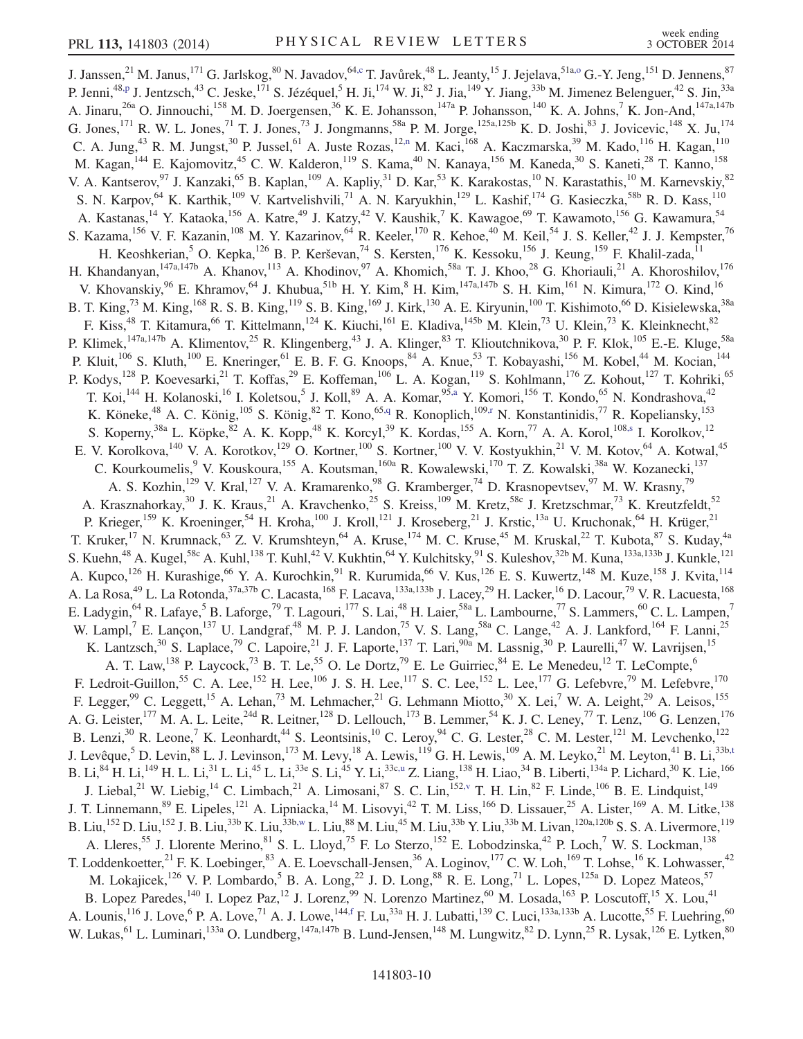J. Janssen,[21] M. Janus,[171] G. Jarlskog,[80] N. Javadov,[64,c] T. Javůrek,[48] L. Jeanty,[15] J. Jejelava,[51a,o] G.-Y. Jeng,[151] D. Jennens,[87] P. Jenni,[48,p] J. Jentzsch,[43] C. Jeske,[171] S. Jézéquel,[5] H. Ji,[174] W. Ji,[82] J. Jia,[149] Y. Jiang,[33b] M. Jimenez Belenguer,[42] S. Jin,[33a] A. Jinaru,[26a] O. Jinnouchi,[158] M. D. Joergensen,[36] K. E. Johansson,[147a] P. Johansson,[140] K. A. Johns,[7] K. Jon-And,[147a,147b] G. Jones,[171] R. W. L. Jones,[71] T. J. Jones,[73] J. Jongmanns,[58a] P. M. Jorge,[125a,125b] K. D. Joshi,[83] J. Jovicevic,[148] X. Ju,[174] C. A. Jung,[43] R. M. Jungst,[30] P. Jussel,[61] A. Juste Rozas,[12,n] M. Kaci,[168] A. Kaczmarska,[39] M. Kado,[116] H. Kagan,[110] M. Kagan,[144] E. Kajomovitz,[45] C. W. Kalderon,[119] S. Kama,[40] N. Kanaya,[156] M. Kaneda,[30] S. Kaneti,[28] T. Kanno,[158] V. A. Kantserov,[97] J. Kanzaki,[65] B. Kaplan,[109] A. Kapliy,[31] D. Kar,[53] K. Karakostas,[10] N. Karastathis,[10] M. Karnevskiy,[82] S. N. Karpov,[64] K. Karthik,[109] V. Kartvelishvili,[71] A. N. Karyukhin,[129] L. Kashif,[174] G. Kasieczka,[58b] R. D. Kass,[110] A. Kastanas,[14] Y. Kataoka,[156] A. Katre,[49] J. Katzy,[42] V. Kaushik,[7] K. Kawagoe,[69] T. Kawamoto,[156] G. Kawamura,[54] S. Kazama,[156] V. F. Kazanin,[108] M. Y. Kazarinov,[64] R. Keeler,[170] R. Kehoe,[40] M. Keil,[54] J. S. Keller,[42] J. J. Kempster,[76] H. Keoshkerian,[5] O. Kepka,[126] B. P. Kerševan,[74] S. Kersten,[176] K. Kessoku,[156] J. Keung,[159] F. Khalil-zada,[11] H. Khandanyan,[147a,147b] A. Khanov,[113] A. Khodinov,[97] A. Khomich,[58a] T. J. Khoo,[28] G. Khoriauli,[21] A. Khoroshilov,[176] V. Khovanskiy,[96] E. Khramov,[64] J. Khubua,[51b] H. Y. Kim,[8] H. Kim,[147a,147b] S. H. Kim,[161] N. Kimura,[172] O. Kind,[16] B. T. King,[73] M. King,[168] R. S. B. King,[119] S. B. King,[169] J. Kirk,[130] A. E. Kiryunin,[100] T. Kishimoto,[66] D. Kisielewska,[38a] F. Kiss,[48] T. Kitamura,[66] T. Kittelmann,[124] K. Kiuchi,[161] E. Kladiva,[145b] M. Klein,[73] U. Klein,[73] K. Kleinknecht,[82] P. Klimek,[147a,147b] A. Klimentov,[25] R. Klingenberg,[43] J. A. Klinger,[83] T. Klioutchnikova,[30] P. F. Klok,[105] E.-E. Kluge,[58a] P. Kluit,[106] S. Kluth,[100] E. Kneringer,[61] E. B. F. G. Knoops,[84] A. Knue,[53] T. Kobayashi,[156] M. Kobel,[44] M. Kocian,[144] P. Kodys,[128] P. Koevesarki,[21] T. Koffas,[29] E. Koffeman,[106] L. A. Kogan,[119] S. Kohlmann,[176] Z. Kohout,[127] T. Kohriki,[65] T. Koi,[144] H. Kolanoski,[16] I. Koletsou,[5] J. Koll,[89] A. A. Komar,[95,a] Y. Komori,[156] T. Kondo,[65] N. Kondrashova,[42] K. Köneke,[48] A. C. König,[105] S. König,[82] T. Kono,[65,q] R. Konoplich,[109,r] N. Konstantinidis,[77] R. Kopeliansky,[153] S. Koperny,[38a] L. Köpke,[82] A. K. Kopp,[48] K. Korcyl,[39] K. Kordas,[155] A. Korn,[77] A. A. Korol,[108,s] I. Korolkov,[12] E. V. Korolkova,[140] V. A. Korotkov,[129] O. Kortner,[100] S. Kortner,[100] V. V. Kostyukhin,[21] V. M. Kotov,[64] A. Kotwal,[45] C. Kourkoumelis,[9] V. Kouskoura,[155] A. Koutsman,[160a] R. Kowalewski,[170] T. Z. Kowalski,[38a] W. Kozanecki,[137] A. S. Kozhin,[129] V. Kral,[127] V. A. Kramarenko,[98] G. Kramberger,[74] D. Krasnopevtsev,[97] M. W. Krasny,[79] A. Krasznahorkay,[30] J. K. Kraus,[21] A. Kravchenko,[25] S. Kreiss,[109] M. Kretz,[58c] J. Kretzschmar,[73] K. Kreutzfeldt,[52] P. Krieger,[159] K. Kroeninger,[54] H. Kroha,[100] J. Kroll,[121] J. Kroseberg,[21] J. Krstic,[13a] U. Kruchonak,[64] H. Krüger,[21] T. Kruker,[17] N. Krumnack,[63] Z. V. Krumshteyn,[64] A. Kruse,[174] M. C. Kruse,[45] M. Kruskal,[22] T. Kubota,[87] S. Kuday,[4a] S. Kuehn,[48] A. Kugel,[58c] A. Kuhl,[138] T. Kuhl,[42] V. Kukhtin,[64] Y. Kulchitsky,[91] S. Kuleshov,[32b] M. Kuna,[133a,133b] J. Kunkle,[121] A. Kupco,[126] H. Kurashige,[66] Y. A. Kurochkin,[91] R. Kurumida,[66] V. Kus,[126] E. S. Kuwertz,[148] M. Kuze,[158] J. Kvita,[114] A. La Rosa,[49] L. La Rotonda,[37a,37b] C. Lacasta,[168] F. Lacava,[133a,133b] J. Lacey,[29] H. Lacker,[16] D. Lacour,[79] V. R. Lacuesta,[168] E. Ladygin,[64] R. Lafaye,[5] B. Laforge,[79] T. Lagouri,[177] S. Lai,[48] H. Laier,[58a] L. Lambourne,[77] S. Lammers,[60] C. L. Lampen,[7] W. Lampl,[7] E. Lançon,[137] U. Landgraf,[48] M. P. J. Landon,[75] V. S. Lang,[58a] C. Lange,[42] A. J. Lankford,[164] F. Lanni,[25] K. Lantzsch,[30] S. Laplace,[79] C. Lapoire,[21] J. F. Laporte,[137] T. Lari,[90a] M. Lassnig,[30] P. Laurelli,[47] W. Lavrijsen,[15] A. T. Law,[138] P. Laycock,[73] B. T. Le,[55] O. Le Dortz,[79] E. Le Guirriec,[84] E. Le Menedeu,[12] T. LeCompte,[6] F. Ledroit-Guillon,[55] C. A. Lee,[152] H. Lee,[106] J. S. H. Lee,[117] S. C. Lee,[152] L. Lee,[177] G. Lefebvre,[79] M. Lefebvre,[170] F. Legger,[99] C. Leggett,[15] A. Lehan,[73] M. Lehmacher,[21] G. Lehmann Miotto,[30] X. Lei,[7] W. A. Leight,[29] A. Leisos,[155] A. G. Leister,[177] M. A. L. Leite,[24d] R. Leitner,[128] D. Lellouch,[173] B. Lemmer,[54] K. J. C. Leney,[77] T. Lenz,[106] G. Lenzen,[176] B. Lenzi,[30] R. Leone,[7] K. Leonhardt,[44] S. Leontsinis,[10] C. Leroy,[94] C. G. Lester,[28] C. M. Lester,[121] M. Levchenko,[122] J. Levêque,[5] D. Levin,[88] L. J. Levinson,[173] M. Levy,[18] A. Lewis,[119] G. H. Lewis,[109] A. M. Leyko,[21] M. Leyton,[41] B. Li,[33b,t] B. Li,[84] H. Li,[149] H. L. Li,[31] L. Li,[45] L. Li,[33e] S. Li,[45] Y. Li,[33c,u] Z. Liang,[138] H. Liao,[34] B. Liberti,[134a] P. Lichard,[30] K. Lie,[166] J. Liebal,[21] W. Liebig,[14] C. Limbach,[21] A. Limosani,[87] S. C. Lin,[152,v] T. H. Lin,[82] F. Linde,[106] B. E. Lindquist,[149] J. T. Linnemann,[89] E. Lipeles,[121] A. Lipniacka,[14] M. Lisovyi,[42] T. M. Liss,[166] D. Lissauer,[25] A. Lister,[169] A. M. Litke,[138] B. Liu,[152] D. Liu,[152] J. B. Liu,[33b] K. Liu,[33b,w] L. Liu,[88] M. Liu,[45] M. Liu,[33b] Y. Liu,[33b] M. Livan,[120a,120b] S. S. A. Livermore,[119] A. Lleres,[55] J. Llorente Merino,[81] S. L. Lloyd,[75] F. Lo Sterzo,[152] E. Lobodzinska,[42] P. Loch,[7] W. S. Lockman,[138] T. Loddenkoetter,[21] F. K. Loebinger,[83] A. E. Loevschall-Jensen,[36] A. Loginov,[177] C. W. Loh,[169] T. Lohse,[16] K. Lohwasser,[42] M. Lokajicek,[126] V. P. Lombardo,[5] B. A. Long,[22] J. D. Long,[88] R. E. Long,[71] L. Lopes,[125a] D. Lopez Mateos,[57] B. Lopez Paredes,[140] I. Lopez Paz,[12] J. Lorenz,[99] N. Lorenzo Martinez,[60] M. Losada,[163] P. Loscutoff,[15] X. Lou,[41] A. Lounis,[116] J. Love,[6] P. A. Love,[71] A. J. Lowe,[144,f] F. Lu,[33a] H. J. Lubatti,[139] C. Luci,[133a,133b] A. Lucotte,[55] F. Luehring,[60] W. Lukas,[61] L. Luminari,[133a] O. Lundberg,[147a,147b] B. Lund-Jensen,[148] M. Lungwitz,[82] D. Lynn,[25] R. Lysak,[126] E. Lytken,[80]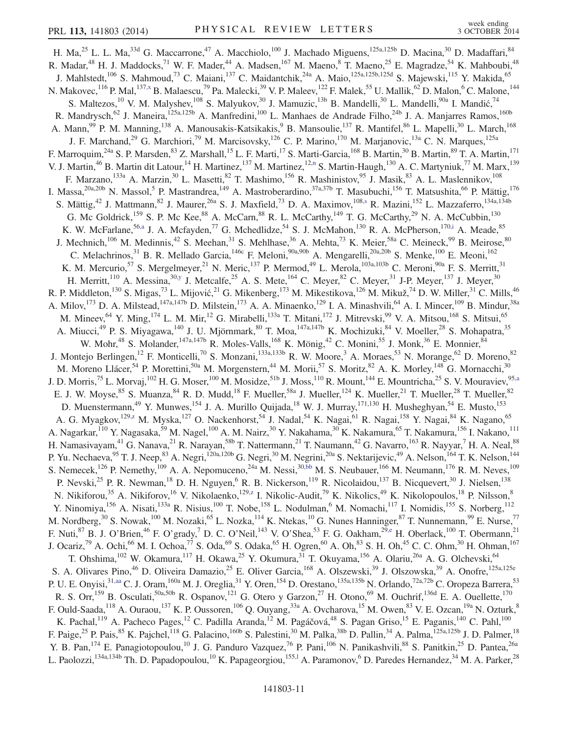H. Ma,[25] L. L. Ma,[33d] G. Maccarrone,[47] A. Macchiolo,[100] J. Machado Miguens,[125a,125b] D. Macina,[30] D. Madaffari,[84] R. Madar,[48] H. J. Maddocks,[71] W. F. Mader,[44] A. Madsen,[167] M. Maeno,[8] T. Maeno,[25] E. Magradze,[54] K. Mahboubi,[48] J. Mahlstedt,[106] S. Mahmoud,[73] C. Maiani,[137] C. Maidantchik,[24a] A. Maio,[125a,125b,125d] S. Majewski,[115] Y. Makida,[65] N. Makovec,[116] P. Mal,[137,x] B. Malaescu,[79] Pa. Malecki,[39] V. P. Maleev,[122] F. Malek,[55] U. Mallik,[62] D. Malon,[6] C. Malone,[144] S. Maltezos,[10] V. M. Malyshev,[108] S. Malyukov,[30] J. Mamuzic,[13b] B. Mandelli,[30] L. Mandelli,[90a] I. Mandić,[74] R. Mandrysch,[62] J. Maneira,[125a,125b] A. Manfredini,[100] L. Manhaes de Andrade Filho,[24b] J. A. Manjarres Ramos,[160b] A. Mann,[99] P. M. Manning,[138] A. Manousakis-Katsikakis,[9] B. Mansoulie,[137] R. Mantifel,[86] L. Mapelli,[30] L. March,[168] J. F. Marchand,[29] G. Marchiori,[79] M. Marcisovsky,[126] C. P. Marino,[170] M. Marjanovic,[13a] C. N. Marques,[125a] F. Marroquim,[24a] S. P. Marsden,[83] Z. Marshall,[15] L. F. Marti,[17] S. Marti-Garcia,[168] B. Martin,[30] B. Martin,[89] T. A. Martin,[171] V. J. Martin,[46] B. Martin dit Latour,[14] H. Martinez,[137] M. Martinez,[12,n] S. Martin-Haugh,[130] A. C. Martyniuk,[77] M. Marx,[139] F. Marzano,[133a] A. Marzin,[30] L. Masetti,[82] T. Mashimo,[156] R. Mashinistov,[95] J. Masik,[83] A. L. Maslennikov,[108] I. Massa,[20a,20b] N. Massol,[5] P. Mastrandrea,[149] A. Mastroberardino,[37a,37b] T. Masubuchi,[156] T. Matsushita,[66] P. Mättig,[176] S. Mättig,[42] J. Mattmann,[82] J. Maurer,[26a] S. J. Maxfield,[73] D. A. Maximov,[108,s] R. Mazini,[152] L. Mazzaferro,[134a,134b] G. Mc Goldrick,[159] S. P. Mc Kee,[88] A. McCarn,[88] R. L. McCarthy,[149] T. G. McCarthy,[29] N. A. McCubbin,[130] K. W. McFarlane,[56,a] J. A. Mcfayden,[77] G. Mchedlidze,[54] S. J. McMahon,[130] R. A. McPherson,[170,i] A. Meade,[85] J. Mechnich,[106] M. Medinnis,[42] S. Meehan,[31] S. Mehlhase,[36] A. Mehta,[73] K. Meier,[58a] C. Meineck,[99] B. Meirose,[80] C. Melachrinos,[31] B. R. Mellado Garcia,[146c] F. Meloni,[90a,90b] A. Mengarelli,[20a,20b] S. Menke,[100] E. Meoni,[162] K. M. Mercurio,[57] S. Mergelmeyer,[21] N. Meric,[137] P. Mermod,[49] L. Merola,[103a,103b] C. Meroni,[90a] F. S. Merritt,[31] H. Merritt,[110] A. Messina,[30,y] J. Metcalfe,[25] A. S. Mete,[164] C. Meyer,[82] C. Meyer,[31] J-P. Meyer,[137] J. Meyer,[30] R. P. Middleton,[130] S. Migas,[73] L. Mijović,[21] G. Mikenberg,[173] M. Mikestikova,[126] M. Mikuž,[74] D. W. Miller,[31] C. Mills,[46] A. Milov,[173] D. A. Milstead,[147a,147b] D. Milstein,[173] A. A. Minaenko,[129] I. A. Minashvili,[64] A. I. Mincer,[109] B. Mindur,[38a] M. Mineev,[64] Y. Ming,[174] L. M. Mir,[12] G. Mirabelli,[133a] T. Mitani,[172] J. Mitrevski,[99] V. A. Mitsou,[168] S. Mitsui,[65] A. Miucci,[49] P. S. Miyagawa,[140] J. U. Mjörnmark,[80] T. Moa,[147a,147b] K. Mochizuki,[84] V. Moeller,[28] S. Mohapatra,[35] W. Mohr,[48] S. Molander,[147a,147b] R. Moles-Valls,[168] K. Mönig,[42] C. Monini,[55] J. Monk,[36] E. Monnier,[84] J. Montejo Berlingen,[12] F. Monticelli,[70] S. Monzani,[133a,133b] R. W. Moore,[3] A. Moraes,[53] N. Morange,[62] D. Moreno,[82] M. Moreno Llácer,[54] P. Morettini,[50a] M. Morgenstern,[44] M. Morii,[57] S. Moritz,[82] A. K. Morley,[148] G. Mornacchi,[30] J. D. Morris,[75] L. Morvaj,[102] H. G. Moser,[100] M. Mosidze,[51b] J. Moss,[110] R. Mount,[144] E. Mountricha,[25] S. V. Mouraviev,[95,a] E. J. W. Moyse,[85] S. Muanza,[84] R. D. Mudd,[18] F. Mueller,[58a] J. Mueller,[124] K. Mueller,[21] T. Mueller,[28] T. Mueller,[82] D. Muenstermann,[49] Y. Munwes,[154] J. A. Murillo Quijada,[18] W. J. Murray,[171,130] H. Musheghyan,[54] E. Musto,[153] A. G. Myagkov,[129,z] M. Myska,[127] O. Nackenhorst,[54] J. Nadal,[54] K. Nagai,[61] R. Nagai,[158] Y. Nagai,[84] K. Nagano,[65] A. Nagarkar,[110] Y. Nagasaka,[59] M. Nagel,[100] A. M. Nairz,[30] Y. Nakahama,[30] K. Nakamura,[65] T. Nakamura,[156] I. Nakano,[111] H. Namasivayam,[41] G. Nanava,[21] R. Narayan,[58b] T. Nattermann,[21] T. Naumann,[42] G. Navarro,[163] R. Nayyar,[7] H. A. Neal,[88] P. Yu. Nechaeva,[95] T. J. Neep,[83] A. Negri,[120a,120b] G. Negri,[30] M. Negrini,[20a] S. Nektarijevic,[49] A. Nelson,[164] T. K. Nelson,[144] S. Nemecek,[126] P. Nemethy,[109] A. A. Nepomuceno,[24a] M. Nessi,[30,bb] M. S. Neubauer,[166] M. Neumann,[176] R. M. Neves,[109] P. Nevski,[25] P. R. Newman,[18] D. H. Nguyen,[6] R. B. Nickerson,[119] R. Nicolaidou,[137] B. Nicquevert,[30] J. Nielsen,[138] N. Nikiforou,[35] A. Nikiforov,[16] V. Nikolaenko,[129,z] I. Nikolic-Audit,[79] K. Nikolics,[49] K. Nikolopoulos,[18] P. Nilsson,[8] Y. Ninomiya,[156] A. Nisati,[133a] R. Nisius,[100] T. Nobe,[158] L. Nodulman,[6] M. Nomachi,[117] I. Nomidis,[155] S. Norberg,[112] M. Nordberg,[30] S. Nowak,[100] M. Nozaki,[65] L. Nozka,[114] K. Ntekas,[10] G. Nunes Hanninger,[87] T. Nunnemann,[99] E. Nurse,[77] F. Nuti,[87] B. J. O'Brien,[46] F. O'grady,[7] D. C. O'Neil,[143] V. O'Shea,[53] F. G. Oakham,[29,e] H. Oberlack,[100] T. Obermann,[21] J. Ocariz,[79] A. Ochi,[66] M. I. Ochoa,[77] S. Oda,[69] S. Odaka,[65] H. Ogren,[60] A. Oh,[83] S. H. Oh,[45] C. C. Ohm,[30] H. Ohman,[167] T. Ohshima,[102] W. Okamura,[117] H. Okawa,[25] Y. Okumura,[31] T. Okuyama,[156] A. Olariu,[26a] A. G. Olchevski,[64] S. A. Olivares Pino,[46] D. Oliveira Damazio,[25] E. Oliver Garcia,[168] A. Olszewski,[39] J. Olszowska,[39] A. Onofre,[125a,125e] P. U. E. Onyisi,[31,aa] C. J. Oram,[160a] M. J. Oreglia,[31] Y. Oren,[154] D. Orestano,[135a,135b] N. Orlando,[72a,72b] C. Oropeza Barrera,[53] R. S. Orr,[159] B. Osculati,[50a,50b] R. Ospanov,[121] G. Otero y Garzon,[27] H. Otono,[69] M. Ouchrif,[136d] E. A. Ouellette,[170] F. Ould-Saada,[118] A. Ouraou,[137] K. P. Oussoren,[106] Q. Ouyang,[33a] A. Ovcharova,[15] M. Owen,[83] V. E. Ozcan,[19a] N. Ozturk,[8] K. Pachal,[119] A. Pacheco Pages,[12] C. Padilla Aranda,[12] M. Pagáčová,[48] S. Pagan Griso,[15] E. Paganis,[140] C. Pahl,[100] F. Paige,[25] P. Pais,[85] K. Pajchel,[118] G. Palacino,[160b] S. Palestini,[30] M. Palka,[38b] D. Pallin,[34] A. Palma,[125a,125b] J. D. Palmer,[18] Y. B. Pan,[174] E. Panagiotopoulou,[10] J. G. Panduro Vazquez,[76] P. Pani,[106] N. Panikashvili,[88] S. Panitkin,[25] D. Pantea,[26a] L. Paolozzi,[134a,134b] Th. D. Papadopoulou,[10] K. Papageorgiou,[155,l] A. Paramonov,[6] D. Paredes Hernandez,[34] M. A. Parker,[28]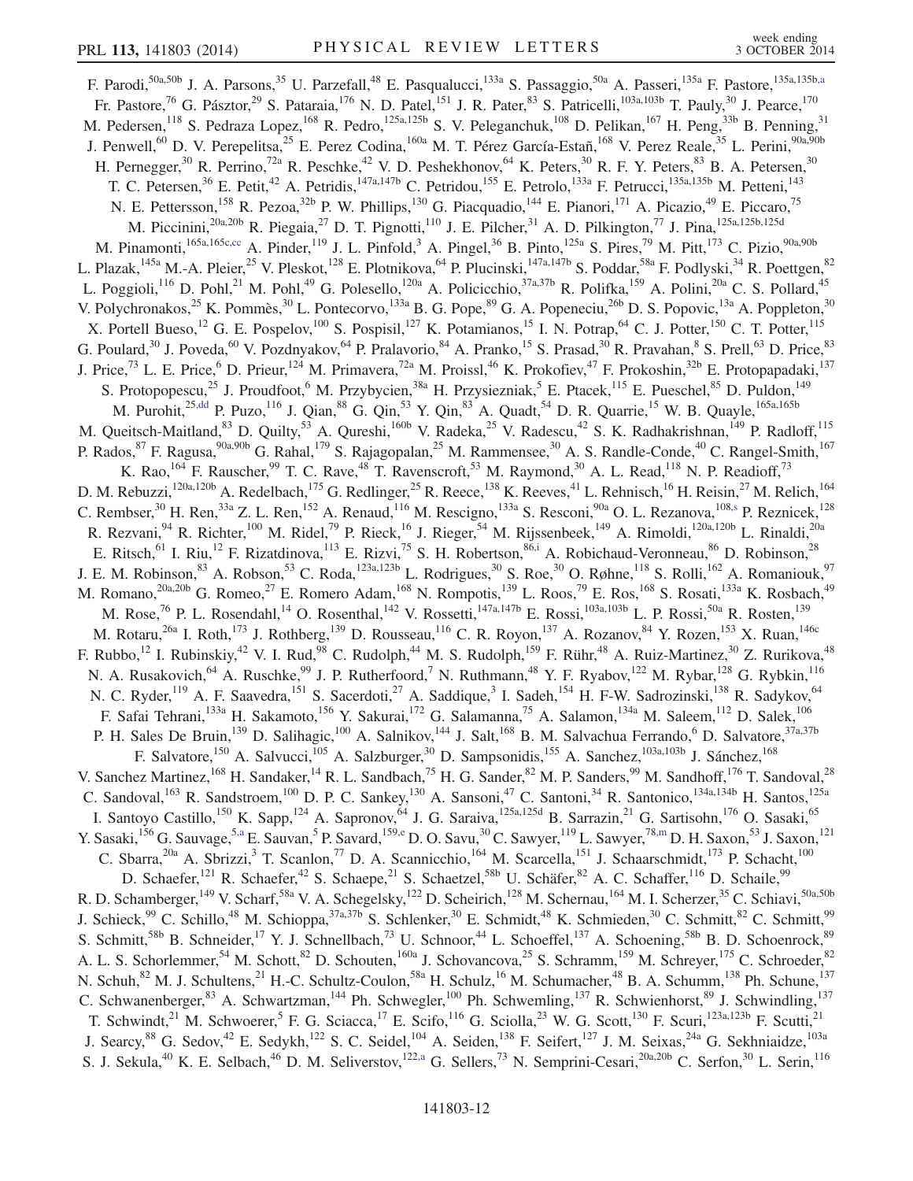F. Parodi,[50a,50b] J. A. Parsons,[35] U. Parzefall,[48] E. Pasqualucci,[133a] S. Passaggio,[50a] A. Passeri,[135a] F. Pastore,[135a,135b,a] Fr. Pastore,[76] G. Pásztor,[29] S. Pataraia,[176] N. D. Patel,[151] J. R. Pater,[83] S. Patricelli,[103a,103b] T. Pauly,[30] J. Pearce,[170] M. Pedersen,[118] S. Pedraza Lopez,[168] R. Pedro,[125a,125b] S. V. Peleganchuk,[108] D. Pelikan,[167] H. Peng,[33b] B. Penning,[31] J. Penwell,[60] D. V. Perepelitsa,[25] E. Perez Codina,[160a] M. T. Pérez García-Estañ,[168] V. Perez Reale,[35] L. Perini,[90a,90b] H. Pernegger,[30] R. Perrino,[72a] R. Peschke,[42] V. D. Peshekhonov,[64] K. Peters,[30] R. F. Y. Peters,[83] B. A. Petersen,[30] T. C. Petersen,[36] E. Petit,[42] A. Petridis,[147a,147b] C. Petridou,[155] E. Petrolo,[133a] F. Petrucci,[135a,135b] M. Petteni,[143] N. E. Pettersson,[158] R. Pezoa,[32b] P. W. Phillips,[130] G. Piacquadio,[144] E. Pianori,[171] A. Picazio,[49] E. Piccaro,[75] M. Piccinini,[20a,20b] R. Piegaia,[27] D. T. Pignotti,[110] J. E. Pilcher,[31] A. D. Pilkington,[77] J. Pina,[125a,125b,125d] M. Pinamonti,[165a,165c,cc] A. Pinder,[119] J. L. Pinfold,[3] A. Pingel,[36] B. Pinto,[125a] S. Pires,[79] M. Pitt,[173] C. Pizio,[90a,90b] L. Plazak,[145a] M.-A. Pleier,[25] V. Pleskot,[128] E. Plotnikova,[64] P. Plucinski,[147a,147b] S. Poddar,[58a] F. Podlyski,[34] R. Poettgen,[82] L. Poggioli,[116] D. Pohl,[21] M. Pohl,[49] G. Polesello,[120a] A. Policicchio,[37a,37b] R. Polifka,[159] A. Polini,[20a] C. S. Pollard,[45] V. Polychronakos,[25] K. Pommès,[30] L. Pontecorvo,[133a] B. G. Pope,[89] G. A. Popeneciu,[26b] D. S. Popovic,[13a] A. Poppleton,[30] X. Portell Bueso,[12] G. E. Pospelov,[100] S. Pospisil,[127] K. Potamianos,[15] I. N. Potrap,[64] C. J. Potter,[150] C. T. Potter,[115] G. Poulard,[30] J. Poveda,[60] V. Pozdnyakov,[64] P. Pralavorio,[84] A. Pranko,[15] S. Prasad,[30] R. Pravahan,[8] S. Prell,[63] D. Price,[83] J. Price,[73] L. E. Price,[6] D. Prieur,[124] M. Primavera,[72a] M. Proissl,[46] K. Prokofiev,[47] F. Prokoshin,[32b] E. Protopapadaki,[137] S. Protopopescu,[25] J. Proudfoot,[6] M. Przybycien,[38a] H. Przysiezniak,[5] E. Ptacek,[115] E. Pueschel,[85] D. Puldon,[149] M. Purohit,[25,dd] P. Puzo,[116] J. Qian,[88] G. Qin,[53] Y. Qin,[83] A. Quadt,[54] D. R. Quarrie,[15] W. B. Quayle,[165a,165b] M. Queitsch-Maitland,[83] D. Quilty,[53] A. Qureshi,[160b] V. Radeka,[25] V. Radescu,[42] S. K. Radhakrishnan,[149] P. Radloff,[115] P. Rados,[87] F. Ragusa,[90a,90b] G. Rahal,[179] S. Rajagopalan,[25] M. Rammensee,[30] A. S. Randle-Conde,[40] C. Rangel-Smith,[167] K. Rao,[164] F. Rauscher,[99] T. C. Rave,[48] T. Ravenscroft,[53] M. Raymond,[30] A. L. Read,[118] N. P. Readioff,[73] D. M. Rebuzzi,[120a,120b] A. Redelbach,[175] G. Redlinger,[25] R. Reece,[138] K. Reeves,[41] L. Rehnisch,[16] H. Reisin,[27] M. Relich,[164] C. Rembser,[30] H. Ren,[33a] Z. L. Ren,[152] A. Renaud,[116] M. Rescigno,[133a] S. Resconi,[90a] O. L. Rezanova,[108,s] P. Reznicek,[128] R. Rezvani,[94] R. Richter,[100] M. Ridel,[79] P. Rieck,[16] J. Rieger,[54] M. Rijssenbeek,[149] A. Rimoldi,[120a,120b] L. Rinaldi,[20a] E. Ritsch,[61] I. Riu,[12] F. Rizatdinova,[113] E. Rizvi,[75] S. H. Robertson,[86,i] A. Robichaud-Veronneau,[86] D. Robinson,[28] J. E. M. Robinson,[83] A. Robson,[53] C. Roda,[123a,123b] L. Rodrigues,[30] S. Roe,[30] O. Røhne,[118] S. Rolli,[162] A. Romaniouk,[97] M. Romano,[20a,20b] G. Romeo,[27] E. Romero Adam,[168] N. Rompotis,[139] L. Roos,[79] E. Ros,[168] S. Rosati,[133a] K. Rosbach,[49] M. Rose,[76] P. L. Rosendahl,[14] O. Rosenthal,[142] V. Rossetti,[147a,147b] E. Rossi,[103a,103b] L. P. Rossi,[50a] R. Rosten,[139] M. Rotaru,[26a] I. Roth,[173] J. Rothberg,[139] D. Rousseau,[116] C. R. Royon,[137] A. Rozanov,[84] Y. Rozen,[153] X. Ruan,[146c] F. Rubbo,[12] I. Rubinskiy,[42] V. I. Rud,[98] C. Rudolph,[44] M. S. Rudolph,[159] F. Rühr,[48] A. Ruiz-Martinez,[30] Z. Rurikova,[48] N. A. Rusakovich,[64] A. Ruschke,[99] J. P. Rutherfoord,[7] N. Ruthmann,[48] Y. F. Ryabov,[122] M. Rybar,[128] G. Rybkin,[116] N. C. Ryder,[119] A. F. Saavedra,[151] S. Sacerdoti,[27] A. Saddique,[3] I. Sadeh,[154] H. F-W. Sadrozinski,[138] R. Sadykov,[64] F. Safai Tehrani,[133a] H. Sakamoto,[156] Y. Sakurai,[172] G. Salamanna,[75] A. Salamon,[134a] M. Saleem,[112] D. Salek,[106] P. H. Sales De Bruin,[139] D. Salihagic,[100] A. Salnikov,[144] J. Salt,[168] B. M. Salvachua Ferrando,[6] D. Salvatore,[37a,37b] F. Salvatore,[150] A. Salvucci,[105] A. Salzburger,[30] D. Sampsonidis,[155] A. Sanchez,[103a,103b] J. Sánchez,[168] V. Sanchez Martinez,[168] H. Sandaker,[14] R. L. Sandbach,[75] H. G. Sander,[82] M. P. Sanders,[99] M. Sandhoff,[176] T. Sandoval,[28] C. Sandoval,[163] R. Sandstroem,[100] D. P. C. Sankey,[130] A. Sansoni,[47] C. Santoni,[34] R. Santonico,[134a,134b] H. Santos,[125a] I. Santoyo Castillo,[150] K. Sapp,[124] A. Sapronov,[64] J. G. Saraiva,[125a,125d] B. Sarrazin,[21] G. Sartisohn,[176] O. Sasaki,[65] Y. Sasaki,[156] G. Sauvage,[5,a] E. Sauvan,[5] P. Savard,[159,e] D. O. Savu,[30] C. Sawyer,[119] L. Sawyer,[78,m] D. H. Saxon,[53] J. Saxon,[121] C. Sbarra,[20a] A. Sbrizzi,[3] T. Scanlon,[77] D. A. Scannicchio,[164] M. Scarcella,[151] J. Schaarschmidt,[173] P. Schacht,[100] D. Schaefer,[121] R. Schaefer,[42] S. Schaepe,[21] S. Schaetzel,[58b] U. Schäfer,[82] A. C. Schaffer,[116] D. Schaile,[99] R. D. Schamberger,[149] V. Scharf,[58a] V. A. Schegelsky,[122] D. Scheirich,[128] M. Schernau,[164] M. I. Scherzer,[35] C. Schiavi,[50a,50b] J. Schieck,[99] C. Schillo,[48] M. Schioppa,[37a,37b] S. Schlenker,[30] E. Schmidt,[48] K. Schmieden,[30] C. Schmitt,[82] C. Schmitt,[99] S. Schmitt,[58b] B. Schneider,[17] Y. J. Schnellbach,[73] U. Schnoor,[44] L. Schoeffel,[137] A. Schoening,[58b] B. D. Schoenrock,[89] A. L. S. Schorlemmer,[54] M. Schott,[82] D. Schouten,[160a] J. Schovancova,[25] S. Schramm,[159] M. Schreyer,[175] C. Schroeder,[82] N. Schuh,[82] M. J. Schultens,[21] H.-C. Schultz-Coulon,[58a] H. Schulz,[16] M. Schumacher,[48] B. A. Schumm,[138] Ph. Schune,[137] C. Schwanenberger,[83] A. Schwartzman,[144] Ph. Schwegler,[100] Ph. Schwemling,[137] R. Schwienhorst,[89] J. Schwindling,[137] T. Schwindt,[21] M. Schwoerer,[5] F. G. Sciacca,[17] E. Scifo,[116] G. Sciolla,[23] W. G. Scott,[130] F. Scuri,[123a,123b] F. Scutti,[21] J. Searcy,[88] G. Sedov,[42] E. Sedykh,[122] S. C. Seidel,[104] A. Seiden,[138] F. Seifert,[127] J. M. Seixas,[24a] G. Sekhniaidze,[103a] S. J. Sekula,[40] K. E. Selbach,[46] D. M. Seliverstov,[122,a] G. Sellers,[73] N. Semprini-Cesari,[20a,20b] C. Serfon,[30] L. Serin,[116]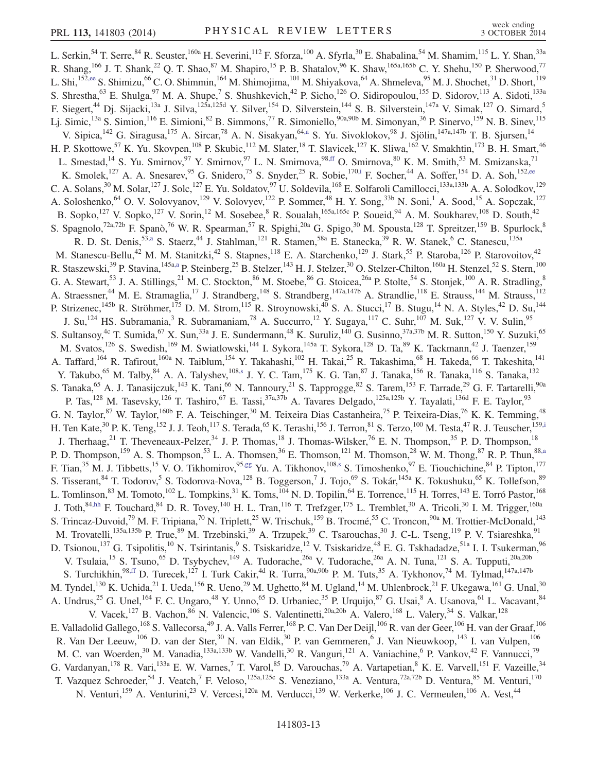L. Serkin,[54] T. Serre,[84] R. Seuster,[160a] H. Severini,[112] F. Sforza,[100] A. Sfyrla,[30] E. Shabalina,[54] M. Shamim,[115] L. Y. Shan,[33a] R. Shang,[166] J. T. Shank,[22] Q. T. Shao,[87] M. Shapiro,[15] P. B. Shatalov,[96] K. Shaw,[165a,165b] C. Y. Shehu,[150] P. Sherwood,[77] L. Shi,[152,ee] S. Shimizu,[66] C. O. Shimmin,[164] M. Shimojima,[101] M. Shiyakova,[64] A. Shmeleva,[95] M. J. Shochet,[31] D. Short,[119] S. Shrestha,[63] E. Shulga,[97] M. A. Shupe,[7] S. Shushkevich,[42] P. Sicho,[126] O. Sidiropoulou,[155] D. Sidorov,[113] A. Sidoti,[133a] F. Siegert,[44] Dj. Sijacki,[13a] J. Silva,[125a,125d] Y. Silver,[154] D. Silverstein,[144] S. B. Silverstein,[147a] V. Simak,[127] O. Simard,[5] Lj. Simic,[13a] S. Simion,[116] E. Simioni,[82] B. Simmons,[77] R. Simoniello,[90a,90b] M. Simonyan,[36] P. Sinervo,[159] N. B. Sinev,[115] V. Sipica,[142] G. Siragusa,[175] A. Sircar,[78] A. N. Sisakyan,[64,a] S. Yu. Sivoklokov,[98] J. Sjölin,[147a,147b] T. B. Sjursen,[14] H. P. Skottowe,[57] K. Yu. Skovpen,[108] P. Skubic,[112] M. Slater,[18] T. Slavicek,[127] K. Sliwa,[162] V. Smakhtin,[173] B. H. Smart,[46] L. Smestad,[14] S. Yu. Smirnov,[97] Y. Smirnov,[97] L. N. Smirnova,[98,ff] O. Smirnova,[80] K. M. Smith,[53] M. Smizanska,[71] K. Smolek,[127] A. A. Snesarev,[95] G. Snidero,[75] S. Snyder,[25] R. Sobie,[170,i] F. Socher,[44] A. Soffer,[154] D. A. Soh,[152,ee] C. A. Solans,[30] M. Solar,[127] J. Solc,[127] E. Yu. Soldatov,[97] U. Soldevila,[168] E. Solfaroli Camillocci,[133a,133b] A. A. Solodkov,[129] A. Soloshenko,[64] O. V. Solovyanov,[129] V. Solovyev,[122] P. Sommer,[48] H. Y. Song,[33b] N. Soni,[1] A. Sood,[15] A. Sopczak,[127] B. Sopko,[127] V. Sopko,[127] V. Sorin,[12] M. Sosebee,[8] R. Soualah,[165a,165c] P. Soueid,[94] A. M. Soukharev,[108] D. South,[42] S. Spagnolo,[72a,72b] F. Spanò,[76] W. R. Spearman,[57] R. Spighi,[20a] G. Spigo,[30] M. Spousta,[128] T. Spreitzer,[159] B. Spurlock,[8] R. D. St. Denis,[53,a] S. Staerz,[44] J. Stahlman,[121] R. Stamen,[58a] E. Stanecka,[39] R. W. Stanek,[6] C. Stanescu,[135a] M. Stanescu-Bellu,[42] M. M. Stanitzki,[42] S. Stapnes,[118] E. A. Starchenko,[129] J. Stark,[55] P. Staroba,[126] P. Starovoitov,[42] R. Staszewski,[39] P. Stavina,[145a,a] P. Steinberg,[25] B. Stelzer,[143] H. J. Stelzer,[30] O. Stelzer-Chilton,[160a] H. Stenzel,[52] S. Stern,[100] G. A. Stewart,[53] J. A. Stillings,[21] M. C. Stockton,[86] M. Stoebe,[86] G. Stoicea,[26a] P. Stolte,[54] S. Stonjek,[100] A. R. Stradling,[8] A. Straessner,[44] M. E. Stramaglia,[17] J. Strandberg,[148] S. Strandberg,[147a,147b] A. Strandlie,[118] E. Strauss,[144] M. Strauss,[112] P. Strizenec,[145b] R. Ströhmer,[175] D. M. Strom,[115] R. Stroynowski,[40] S. A. Stucci,[17] B. Stugu,[14] N. A. Styles,[42] D. Su,[144] J. Su,[124] HS. Subramania,[3] R. Subramaniam,[78] A. Succurro,[12] Y. Sugaya,[117] C. Suhr,[107] M. Suk,[127] V. V. Sulin,[95] S. Sultansoy,[4c] T. Sumida,[67] X. Sun,[33a] J. E. Sundermann,[48] K. Suruliz,[140] G. Susinno,[37a,37b] M. R. Sutton,[150] Y. Suzuki,[65] M. Svatos,[126] S. Swedish,[169] M. Swiatlowski,[144] I. Sykora,[145a] T. Sykora,[128] D. Ta,[89] K. Tackmann,[42] J. Taenzer,[159] A. Taffard,[164] R. Tafirout,[160a] N. Taiblum,[154] Y. Takahashi,[102] H. Takai,[25] R. Takashima,[68] H. Takeda,[66] T. Takeshita,[141] Y. Takubo,[65] M. Talby,[84] A. A. Talyshev,[108,s] J. Y. C. Tam,[175] K. G. Tan,[87] J. Tanaka,[156] R. Tanaka,[116] S. Tanaka,[132] S. Tanaka,[65] A. J. Tanasijczuk,[143] K. Tani,[66] N. Tannoury,[21] S. Tapprogge,[82] S. Tarem,[153] F. Tarrade,[29] G. F. Tartarelli,[90a] P. Tas,[128] M. Tasevsky,[126] T. Tashiro,[67] E. Tassi,[37a,37b] A. Tavares Delgado,[125a,125b] Y. Tayalati,[136d] F. E. Taylor,[93] G. N. Taylor,[87] W. Taylor,[160b] F. A. Teischinger,[30] M. Teixeira Dias Castanheira,[75] P. Teixeira-Dias,[76] K. K. Temming,[48] H. Ten Kate,[30] P. K. Teng,[152] J. J. Teoh,[117] S. Terada,[65] K. Terashi,[156] J. Terron,[81] S. Terzo,[100] M. Testa,[47] R. J. Teuscher,[159,i] J. Therhaag,[21] T. Theveneaux-Pelzer,[34] J. P. Thomas,[18] J. Thomas-Wilsker,[76] E. N. Thompson,[35] P. D. Thompson,[18] P. D. Thompson,[159] A. S. Thompson,[53] L. A. Thomsen,[36] E. Thomson,[121] M. Thomson,[28] W. M. Thong,[87] R. P. Thun,[88,a] F. Tian,[35] M. J. Tibbetts,[15] V. O. Tikhomirov,[95,gg] Yu. A. Tikhonov,[108,s] S. Timoshenko,[97] E. Tiouchichine,[84] P. Tipton,[177] S. Tisserant,[84] T. Todorov,[5] S. Todorova-Nova,[128] B. Toggerson,[7] J. Tojo,[69] S. Tokár,[145a] K. Tokushuku,[65] K. Tollefson,[89] L. Tomlinson,[83] M. Tomoto,[102] L. Tompkins,[31] K. Toms,[104] N. D. Topilin,[64] E. Torrence,[115] H. Torres,[143] E. Torró Pastor,[168] J. Toth,[84,hh] F. Touchard,[84] D. R. Tovey,[140] H. L. Tran,[116] T. Trefzger,[175] L. Tremblet,[30] A. Tricoli,[30] I. M. Trigger,[160a] S. Trincaz-Duvoid,[79] M. F. Tripiana,[70] N. Triplett,[25] W. Trischuk,[159] B. Trocmé,[55] C. Troncon,[90a] M. Trottier-McDonald,[143] M. Trovatelli,[135a,135b] P. True,[89] M. Trzebinski,[39] A. Trzupek,[39] C. Tsarouchas,[30] J. C-L. Tseng,[119] P. V. Tsiareshka,[91] D. Tsionou,[137] G. Tsipolitis,[10] N. Tsirintanis,[9] S. Tsiskaridze,[12] V. Tsiskaridze,[48] E. G. Tskhadadze,[51a] I. I. Tsukerman,[96] V. Tsulaia,[15] S. Tsuno,[65] D. Tsybychev,[149] A. Tudorache,[26a] V. Tudorache,[26a] A. N. Tuna,[121] S. A. Tupputi,[20a,20b] S. Turchikhin,[98,ff] D. Turecek,[127] I. Turk Cakir,[4d] R. Turra,[90a,90b] P. M. Tuts,[35] A. Tykhonov,[74] M. Tylmad,[147a,147b] M. Tyndel,[130] K. Uchida,[21] I. Ueda,[156] R. Ueno,[29] M. Ughetto,[84] M. Ugland,[14] M. Uhlenbrock,[21] F. Ukegawa,[161] G. Unal,[30] A. Undrus,[25] G. Unel,[164] F. C. Ungaro,[48] Y. Unno,[65] D. Urbaniec,[35] P. Urquijo,[87] G. Usai,[8] A. Usanova,[61] L. Vacavant,[84] V. Vacek,[127] B. Vachon,[86] N. Valencic,[106] S. Valentinetti,[20a,20b] A. Valero,[168] L. Valery,[34] S. Valkar,[128] E. Valladolid Gallego,[168] S. Vallecorsa,[49] J. A. Valls Ferrer,[168] P. C. Van Der Deijl,[106] R. van der Geer,[106] H. van der Graaf,[106] R. Van Der Leeuw,[106] D. van der Ster,[30] N. van Eldik,[30] P. van Gemmeren,[6] J. Van Nieuwkoop,[143] I. van Vulpen,[106] M. C. van Woerden,[30] M. Vanadia,[133a,133b] W. Vandelli,[30] R. Vanguri,[121] A. Vaniachine,[6] P. Vankov,[42] F. Vannucci,[79] G. Vardanyan,[178] R. Vari,[133a] E. W. Varnes,[7] T. Varol,[85] D. Varouchas,[79] A. Vartapetian,[8] K. E. Varvell,[151] F. Vazeille,[34] T. Vazquez Schroeder,[54] J. Veatch,[7] F. Veloso,[125a,125c] S. Veneziano,[133a] A. Ventura,[72a,72b] D. Ventura,[85] M. Venturi,[170] N. Venturi,[159] A. Venturini,[23] V. Vercesi,[120a] M. Verducci,[139] W. Verkerke,[106] J. C. Vermeulen,[106] A. Vest,[44]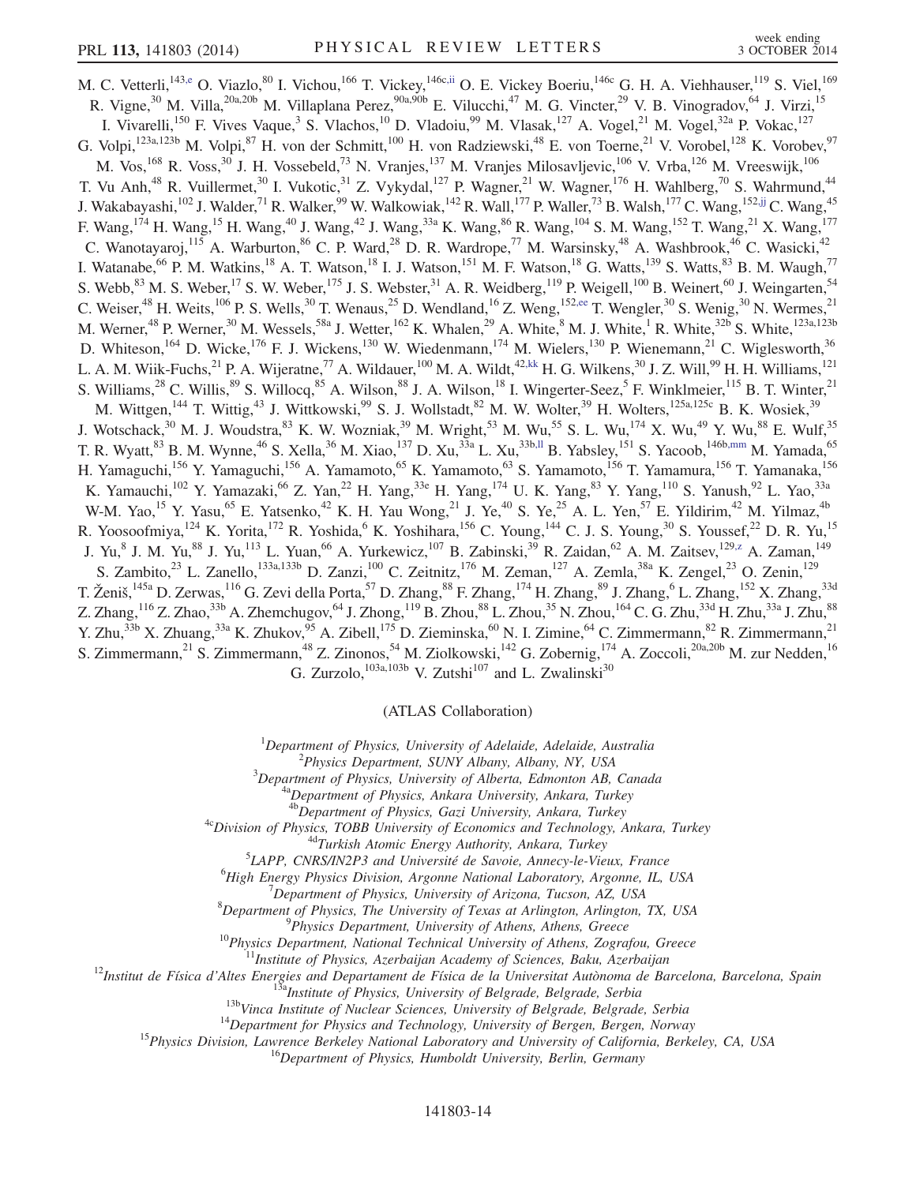M. C. Vetterli,[143,e] O. Viazlo,[80] I. Vichou,[166] T. Vickey,[146c,ii] O. E. Vickey Boeriu,[146c] G. H. A. Viehhauser,[119] S. Viel,[169] R. Vigne,[30] M. Villa,[20a,20b] M. Villaplana Perez,[90a,90b] E. Vilucchi,[47] M. G. Vincter,[29] V. B. Vinogradov,[64] J. Virzi,[15] I. Vivarelli,[150] F. Vives Vaque,[3] S. Vlachos,[10] D. Vladoiu,[99] M. Vlasak,[127] A. Vogel,[21] M. Vogel,[32a] P. Vokac,[127] G. Volpi,[123a,123b] M. Volpi,[87] H. von der Schmitt,[100] H. von Radziewski,[48] E. von Toerne,[21] V. Vorobel,[128] K. Vorobev,[97] M. Vos,[168] R. Voss,[30] J. H. Vossebeld,[73] N. Vranjes,[137] M. Vranjes Milosavljevic,[106] V. Vrba,[126] M. Vreeswijk,[106] T. Vu Anh,[48] R. Vuillermet,[30] I. Vukotic,[31] Z. Vykydal,[127] P. Wagner,[21] W. Wagner,[176] H. Wahlberg,[70] S. Wahrmund,[44] J. Wakabayashi,[102] J. Walder,[71] R. Walker,[99] W. Walkowiak,[142] R. Wall,[177] P. Waller,[73] B. Walsh,[177] C. Wang,[152,jj] C. Wang,[45] F. Wang,[174] H. Wang,[15] H. Wang,[40] J. Wang,[42] J. Wang,[33a] K. Wang,[86] R. Wang,[104] S. M. Wang,[152] T. Wang,[21] X. Wang,[177] C. Wanotayaroj,[115] A. Warburton,[86] C. P. Ward,[28] D. R. Wardrope,[77] M. Warsinsky,[48] A. Washbrook,[46] C. Wasicki,[42] I. Watanabe,[66] P. M. Watkins,[18] A. T. Watson,[18] I. J. Watson,[151] M. F. Watson,[18] G. Watts,[139] S. Watts,[83] B. M. Waugh,[77] S. Webb,[83] M. S. Weber,[17] S. W. Weber,[175] J. S. Webster,[31] A. R. Weidberg,[119] P. Weigell,[100] B. Weinert,[60] J. Weingarten,[54] C. Weiser,[48] H. Weits,[106] P. S. Wells,[30] T. Wenaus,[25] D. Wendland,[16] Z. Weng,[152,ee] T. Wengler,[30] S. Wenig,[30] N. Wermes,[21] M. Werner,[48] P. Werner,[30] M. Wessels,[58a] J. Wetter,[162] K. Whalen,[29] A. White,[8] M. J. White,[1] R. White,[32b] S. White,[123a,123b] D. Whiteson,[164] D. Wicke,[176] F. J. Wickens,[130] W. Wiedenmann,[174] M. Wielers,[130] P. Wienemann,[21] C. Wiglesworth,[36] L. A. M. Wiik-Fuchs,[21] P. A. Wijeratne,[77] A. Wildauer,[100] M. A. Wildt,[42,kk] H. G. Wilkens,[30] J. Z. Will,[99] H. H. Williams,[121] S. Williams,[28] C. Willis,[89] S. Willocq,[85] A. Wilson,[88] J. A. Wilson,[18] I. Wingerter-Seez,[5] F. Winklmeier,[115] B. T. Winter,[21] M. Wittgen,[144] T. Wittig,[43] J. Wittkowski,[99] S. J. Wollstadt,[82] M. W. Wolter,[39] H. Wolters,[125a,125c] B. K. Wosiek,[39] J. Wotschack,[30] M. J. Woudstra,[83] K. W. Wozniak,[39] M. Wright,[53] M. Wu,[55] S. L. Wu,[174] X. Wu,[49] Y. Wu,[88] E. Wulf,[35] T. R. Wyatt,[83] B. M. Wynne,[46] S. Xella,[36] M. Xiao,[137] D. Xu,[33a] L. Xu,[33b,ll] B. Yabsley,[151] S. Yacoob,[146b,mm] M. Yamada,[65] H. Yamaguchi,[156] Y. Yamaguchi,[156] A. Yamamoto,[65] K. Yamamoto,[63] S. Yamamoto,[156] T. Yamamura,[156] T. Yamanaka,[156] K. Yamauchi,[102] Y. Yamazaki,[66] Z. Yan,[22] H. Yang,[33e] H. Yang,[174] U. K. Yang,[83] Y. Yang,[110] S. Yanush,[92] L. Yao,[33a] W-M. Yao,[15] Y. Yasu,[65] E. Yatsenko,[42] K. H. Yau Wong,[21] J. Ye,[40] S. Ye,[25] A. L. Yen,[57] E. Yildirim,[42] M. Yilmaz,[4b] R. Yoosoofmiya,[124] K. Yorita,[172] R. Yoshida,[6] K. Yoshihara,[156] C. Young,[144] C. J. S. Young,[30] S. Youssef,[22] D. R. Yu,[15] J. Yu,[8] J. M. Yu,[88] J. Yu,[113] L. Yuan,[66] A. Yurkewicz,[107] B. Zabinski,[39] R. Zaidan,[62] A. M. Zaitsev,[129,z] A. Zaman,[149] S. Zambito,[23] L. Zanello,[133a,133b] D. Zanzi,[100] C. Zeitnitz,[176] M. Zeman,[127] A. Zemla,[38a] K. Zengel,[23] O. Zenin,[129] T. Ženiš,[145a] D. Zerwas,[116] G. Zevi della Porta,[57] D. Zhang,[88] F. Zhang,[174] H. Zhang,[89] J. Zhang,[6] L. Zhang,[152] X. Zhang,[33d] Z. Zhang,[116] Z. Zhao,[33b] A. Zhemchugov,[64] J. Zhong,[119] B. Zhou,[88] L. Zhou,[35] N. Zhou,[164] C. G. Zhu,[33d] H. Zhu,[33a] J. Zhu,[88] Y. Zhu,[33b] X. Zhuang,[33a] K. Zhukov,[95] A. Zibell,[175] D. Zieminska,[60] N. I. Zimine,[64] C. Zimmermann,[82] R. Zimmermann,[21] S. Zimmermann,[21] S. Zimmermann,[48] Z. Zinonos,[54] M. Ziolkowski,[142] G. Zobernig,[174] A. Zoccoli,[20a,20b] M. zur Nedden,[16] G. Zurzolo,[103a,103b] V. Zutshi[107] and L. Zwalinski[30]

(ATLAS Collaboration)

[1]*Department of Physics, University of Adelaide, Adelaide, Australia*
[2]*Physics Department, SUNY Albany, Albany, NY, USA*
[3]*Department of Physics, University of Alberta, Edmonton AB, Canada*
[4a]*Department of Physics, Ankara University, Ankara, Turkey*
[4b]*Department of Physics, Gazi University, Ankara, Turkey*
[4c]*Division of Physics, TOBB University of Economics and Technology, Ankara, Turkey*
[4d]*Turkish Atomic Energy Authority, Ankara, Turkey*
[5]*LAPP, CNRS/IN2P3 and Université de Savoie, Annecy-le-Vieux, France*
[6]*High Energy Physics Division, Argonne National Laboratory, Argonne, IL, USA*
[7]*Department of Physics, University of Arizona, Tucson, AZ, USA*
[8]*Department of Physics, The University of Texas at Arlington, Arlington, TX, USA*
[9]*Physics Department, University of Athens, Athens, Greece*
[10]*Physics Department, National Technical University of Athens, Zografou, Greece*
[11]*Institute of Physics, Azerbaijan Academy of Sciences, Baku, Azerbaijan*
[12]*Institut de Física d'Altes Energies and Departament de Física de la Universitat Autònoma de Barcelona, Barcelona, Spain*
[13a]*Institute of Physics, University of Belgrade, Belgrade, Serbia*
[13b]*Vinca Institute of Nuclear Sciences, University of Belgrade, Belgrade, Serbia*
[14]*Department for Physics and Technology, University of Bergen, Bergen, Norway*
[15]*Physics Division, Lawrence Berkeley National Laboratory and University of California, Berkeley, CA, USA*
[16]*Department of Physics, Humboldt University, Berlin, Germany*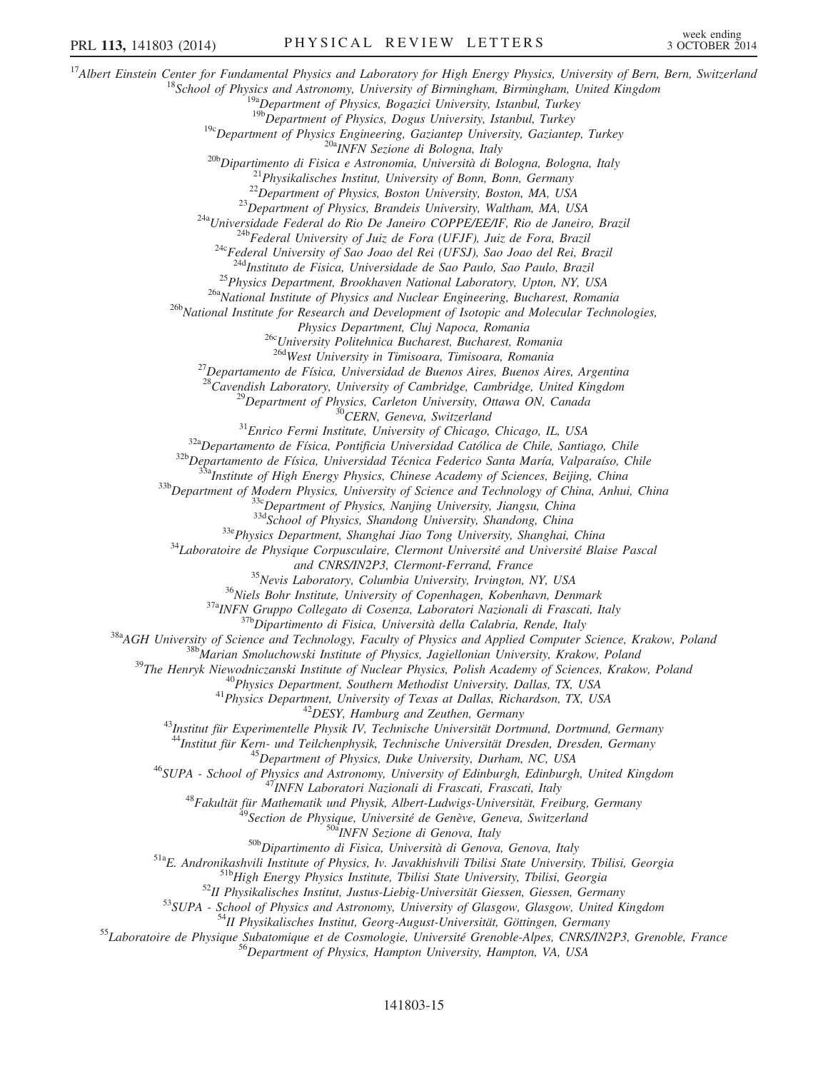[17]Albert Einstein Center for Fundamental Physics and Laboratory for High Energy Physics, University of Bern, Bern, Switzerland
[18]School of Physics and Astronomy, University of Birmingham, Birmingham, United Kingdom
[19a]Department of Physics, Bogazici University, Istanbul, Turkey
[19b]Department of Physics, Dogus University, Istanbul, Turkey
[19c]Department of Physics Engineering, Gaziantep University, Gaziantep, Turkey
[20a]INFN Sezione di Bologna, Italy
[20b]Dipartimento di Fisica e Astronomia, Università di Bologna, Bologna, Italy
[21]Physikalisches Institut, University of Bonn, Bonn, Germany
[22]Department of Physics, Boston University, Boston, MA, USA
[23]Department of Physics, Brandeis University, Waltham, MA, USA
[24a]Universidade Federal do Rio De Janeiro COPPE/EE/IF, Rio de Janeiro, Brazil
[24b]Federal University of Juiz de Fora (UFJF), Juiz de Fora, Brazil
[24c]Federal University of Sao Joao del Rei (UFSJ), Sao Joao del Rei, Brazil
[24d]Instituto de Fisica, Universidade de Sao Paulo, Sao Paulo, Brazil
[25]Physics Department, Brookhaven National Laboratory, Upton, NY, USA
[26a]National Institute of Physics and Nuclear Engineering, Bucharest, Romania
[26b]National Institute for Research and Development of Isotopic and Molecular Technologies, Physics Department, Cluj Napoca, Romania
[26c]University Politehnica Bucharest, Bucharest, Romania
[26d]West University in Timisoara, Timisoara, Romania
[27]Departamento de Física, Universidad de Buenos Aires, Buenos Aires, Argentina
[28]Cavendish Laboratory, University of Cambridge, Cambridge, United Kingdom
[29]Department of Physics, Carleton University, Ottawa ON, Canada
[30]CERN, Geneva, Switzerland
[31]Enrico Fermi Institute, University of Chicago, Chicago, IL, USA
[32a]Departamento de Física, Pontificia Universidad Católica de Chile, Santiago, Chile
[32b]Departamento de Física, Universidad Técnica Federico Santa María, Valparaíso, Chile
[33a]Institute of High Energy Physics, Chinese Academy of Sciences, Beijing, China
[33b]Department of Modern Physics, University of Science and Technology of China, Anhui, China
[33c]Department of Physics, Nanjing University, Jiangsu, China
[33d]School of Physics, Shandong University, Shandong, China
[33e]Physics Department, Shanghai Jiao Tong University, Shanghai, China
[34]Laboratoire de Physique Corpusculaire, Clermont Université and Université Blaise Pascal and CNRS/IN2P3, Clermont-Ferrand, France
[35]Nevis Laboratory, Columbia University, Irvington, NY, USA
[36]Niels Bohr Institute, University of Copenhagen, Kobenhavn, Denmark
[37a]INFN Gruppo Collegato di Cosenza, Laboratori Nazionali di Frascati, Italy
[37b]Dipartimento di Fisica, Università della Calabria, Rende, Italy
[38a]AGH University of Science and Technology, Faculty of Physics and Applied Computer Science, Krakow, Poland
[38b]Marian Smoluchowski Institute of Physics, Jagiellonian University, Krakow, Poland
[39]The Henryk Niewodniczanski Institute of Nuclear Physics, Polish Academy of Sciences, Krakow, Poland
[40]Physics Department, Southern Methodist University, Dallas, TX, USA
[41]Physics Department, University of Texas at Dallas, Richardson, TX, USA
[42]DESY, Hamburg and Zeuthen, Germany
[43]Institut für Experimentelle Physik IV, Technische Universität Dortmund, Dortmund, Germany
[44]Institut für Kern- und Teilchenphysik, Technische Universität Dresden, Dresden, Germany
[45]Department of Physics, Duke University, Durham, NC, USA
[46]SUPA - School of Physics and Astronomy, University of Edinburgh, Edinburgh, United Kingdom
[47]INFN Laboratori Nazionali di Frascati, Frascati, Italy
[48]Fakultät für Mathematik und Physik, Albert-Ludwigs-Universität, Freiburg, Germany
[49]Section de Physique, Université de Genève, Geneva, Switzerland
[50a]INFN Sezione di Genova, Italy
[50b]Dipartimento di Fisica, Università di Genova, Genova, Italy
[51a]E. Andronikashvili Institute of Physics, Iv. Javakhishvili Tbilisi State University, Tbilisi, Georgia
[51b]High Energy Physics Institute, Tbilisi State University, Tbilisi, Georgia
[52]II Physikalisches Institut, Justus-Liebig-Universität Giessen, Giessen, Germany
[53]SUPA - School of Physics and Astronomy, University of Glasgow, Glasgow, United Kingdom
[54]II Physikalisches Institut, Georg-August-Universität, Göttingen, Germany
[55]Laboratoire de Physique Subatomique et de Cosmologie, Université Grenoble-Alpes, CNRS/IN2P3, Grenoble, France
[56]Department of Physics, Hampton University, Hampton, VA, USA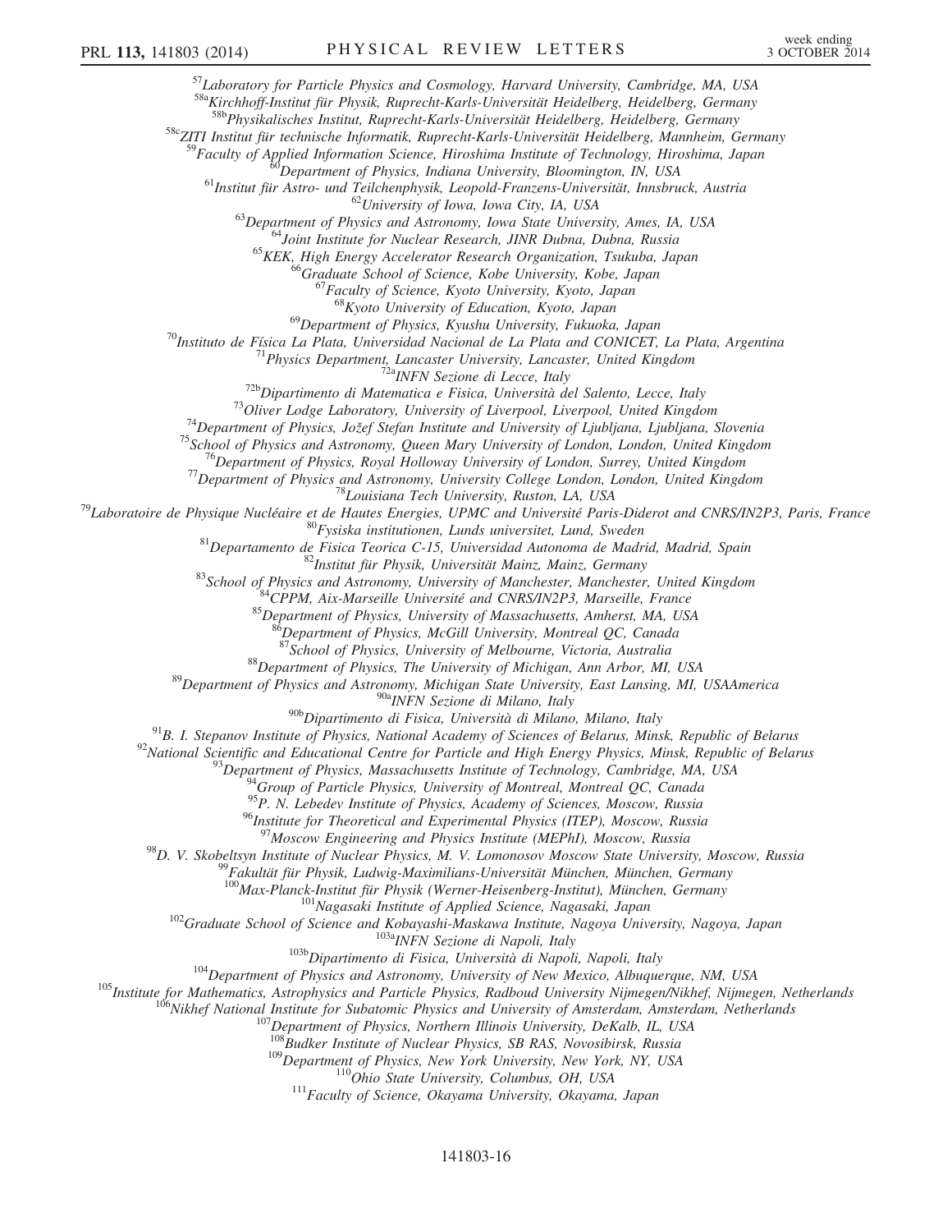[57]Laboratory for Particle Physics and Cosmology, Harvard University, Cambridge, MA, USA
[58a]Kirchhoff-Institut für Physik, Ruprecht-Karls-Universität Heidelberg, Heidelberg, Germany
[58b]Physikalisches Institut, Ruprecht-Karls-Universität Heidelberg, Heidelberg, Germany
[58c]ZITI Institut für technische Informatik, Ruprecht-Karls-Universität Heidelberg, Mannheim, Germany
[59]Faculty of Applied Information Science, Hiroshima Institute of Technology, Hiroshima, Japan
[60]Department of Physics, Indiana University, Bloomington, IN, USA
[61]Institut für Astro- und Teilchenphysik, Leopold-Franzens-Universität, Innsbruck, Austria
[62]University of Iowa, Iowa City, IA, USA
[63]Department of Physics and Astronomy, Iowa State University, Ames, IA, USA
[64]Joint Institute for Nuclear Research, JINR Dubna, Dubna, Russia
[65]KEK, High Energy Accelerator Research Organization, Tsukuba, Japan
[66]Graduate School of Science, Kobe University, Kobe, Japan
[67]Faculty of Science, Kyoto University, Kyoto, Japan
[68]Kyoto University of Education, Kyoto, Japan
[69]Department of Physics, Kyushu University, Fukuoka, Japan
[70]Instituto de Física La Plata, Universidad Nacional de La Plata and CONICET, La Plata, Argentina
[71]Physics Department, Lancaster University, Lancaster, United Kingdom
[72a]INFN Sezione di Lecce, Italy
[72b]Dipartimento di Matematica e Fisica, Università del Salento, Lecce, Italy
[73]Oliver Lodge Laboratory, University of Liverpool, Liverpool, United Kingdom
[74]Department of Physics, Jožef Stefan Institute and University of Ljubljana, Ljubljana, Slovenia
[75]School of Physics and Astronomy, Queen Mary University of London, London, United Kingdom
[76]Department of Physics, Royal Holloway University of London, Surrey, United Kingdom
[77]Department of Physics and Astronomy, University College London, London, United Kingdom
[78]Louisiana Tech University, Ruston, LA, USA
[79]Laboratoire de Physique Nucléaire et de Hautes Energies, UPMC and Université Paris-Diderot and CNRS/IN2P3, Paris, France
[80]Fysiska institutionen, Lunds universitet, Lund, Sweden
[81]Departamento de Fisica Teorica C-15, Universidad Autonoma de Madrid, Madrid, Spain
[82]Institut für Physik, Universität Mainz, Mainz, Germany
[83]School of Physics and Astronomy, University of Manchester, Manchester, United Kingdom
[84]CPPM, Aix-Marseille Université and CNRS/IN2P3, Marseille, France
[85]Department of Physics, University of Massachusetts, Amherst, MA, USA
[86]Department of Physics, McGill University, Montreal QC, Canada
[87]School of Physics, University of Melbourne, Victoria, Australia
[88]Department of Physics, The University of Michigan, Ann Arbor, MI, USA
[89]Department of Physics and Astronomy, Michigan State University, East Lansing, MI, USAAmerica
[90a]INFN Sezione di Milano, Italy
[90b]Dipartimento di Fisica, Università di Milano, Milano, Italy
[91]B. I. Stepanov Institute of Physics, National Academy of Sciences of Belarus, Minsk, Republic of Belarus
[92]National Scientific and Educational Centre for Particle and High Energy Physics, Minsk, Republic of Belarus
[93]Department of Physics, Massachusetts Institute of Technology, Cambridge, MA, USA
[94]Group of Particle Physics, University of Montreal, Montreal QC, Canada
[95]P. N. Lebedev Institute of Physics, Academy of Sciences, Moscow, Russia
[96]Institute for Theoretical and Experimental Physics (ITEP), Moscow, Russia
[97]Moscow Engineering and Physics Institute (MEPhI), Moscow, Russia
[98]D. V. Skobeltsyn Institute of Nuclear Physics, M. V. Lomonosov Moscow State University, Moscow, Russia
[99]Fakultät für Physik, Ludwig-Maximilians-Universität München, München, Germany
[100]Max-Planck-Institut für Physik (Werner-Heisenberg-Institut), München, Germany
[101]Nagasaki Institute of Applied Science, Nagasaki, Japan
[102]Graduate School of Science and Kobayashi-Maskawa Institute, Nagoya University, Nagoya, Japan
[103a]INFN Sezione di Napoli, Italy
[103b]Dipartimento di Fisica, Università di Napoli, Napoli, Italy
[104]Department of Physics and Astronomy, University of New Mexico, Albuquerque, NM, USA
[105]Institute for Mathematics, Astrophysics and Particle Physics, Radboud University Nijmegen/Nikhef, Nijmegen, Netherlands
[106]Nikhef National Institute for Subatomic Physics and University of Amsterdam, Amsterdam, Netherlands
[107]Department of Physics, Northern Illinois University, DeKalb, IL, USA
[108]Budker Institute of Nuclear Physics, SB RAS, Novosibirsk, Russia
[109]Department of Physics, New York University, New York, NY, USA
[110]Ohio State University, Columbus, OH, USA
[111]Faculty of Science, Okayama University, Okayama, Japan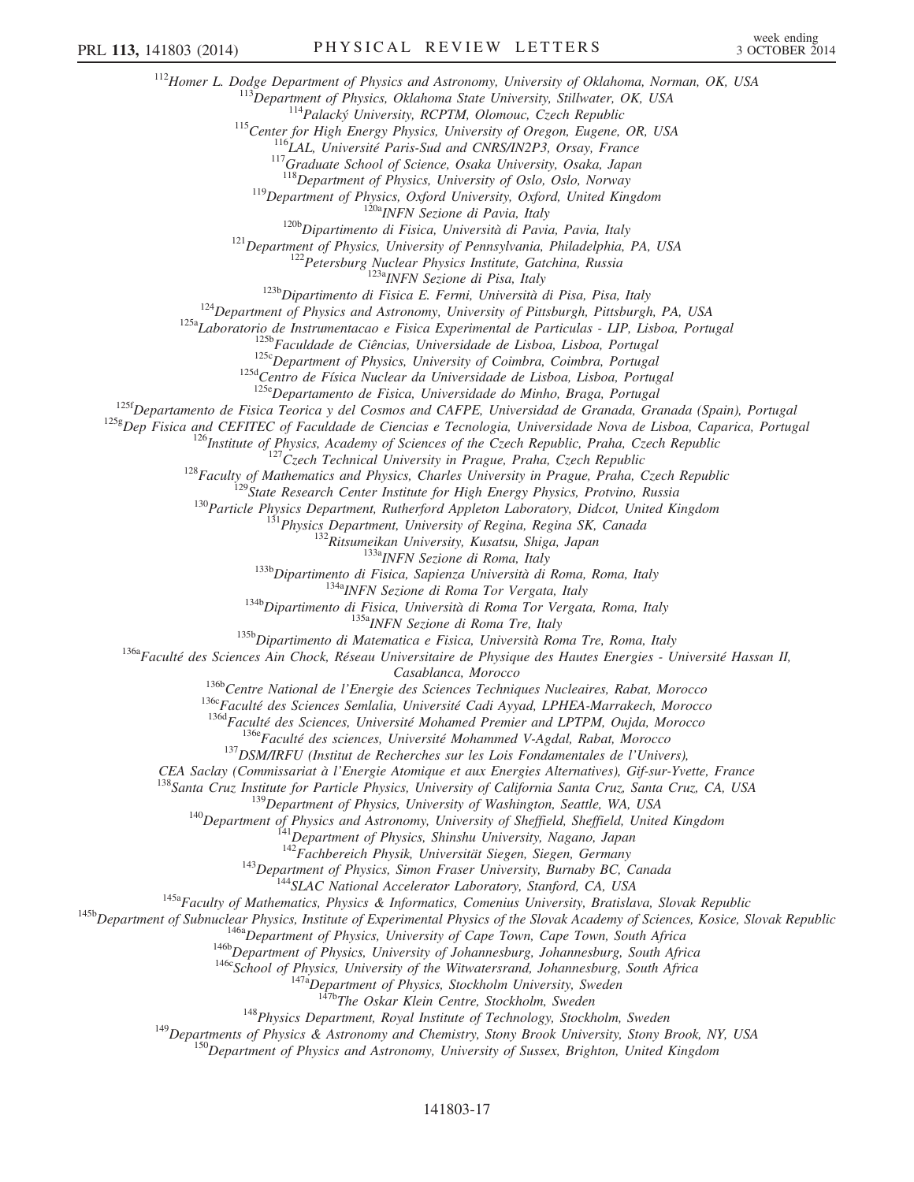[112]Homer L. Dodge Department of Physics and Astronomy, University of Oklahoma, Norman, OK, USA
[113]Department of Physics, Oklahoma State University, Stillwater, OK, USA
[114]Palacký University, RCPTM, Olomouc, Czech Republic
[115]Center for High Energy Physics, University of Oregon, Eugene, OR, USA
[116]LAL, Université Paris-Sud and CNRS/IN2P3, Orsay, France
[117]Graduate School of Science, Osaka University, Osaka, Japan
[118]Department of Physics, University of Oslo, Oslo, Norway
[119]Department of Physics, Oxford University, Oxford, United Kingdom
[120a]INFN Sezione di Pavia, Italy
[120b]Dipartimento di Fisica, Università di Pavia, Pavia, Italy
[121]Department of Physics, University of Pennsylvania, Philadelphia, PA, USA
[122]Petersburg Nuclear Physics Institute, Gatchina, Russia
[123a]INFN Sezione di Pisa, Italy
[123b]Dipartimento di Fisica E. Fermi, Università di Pisa, Pisa, Italy
[124]Department of Physics and Astronomy, University of Pittsburgh, Pittsburgh, PA, USA
[125a]Laboratorio de Instrumentacao e Fisica Experimental de Particulas - LIP, Lisboa, Portugal
[125b]Faculdade de Ciências, Universidade de Lisboa, Lisboa, Portugal
[125c]Department of Physics, University of Coimbra, Coimbra, Portugal
[125d]Centro de Física Nuclear da Universidade de Lisboa, Lisboa, Portugal
[125e]Departamento de Fisica, Universidade do Minho, Braga, Portugal
[125f]Departamento de Fisica Teorica y del Cosmos and CAFPE, Universidad de Granada, Granada (Spain), Portugal
[125g]Dep Fisica and CEFITEC of Faculdade de Ciencias e Tecnologia, Universidade Nova de Lisboa, Caparica, Portugal
[126]Institute of Physics, Academy of Sciences of the Czech Republic, Praha, Czech Republic
[127]Czech Technical University in Prague, Praha, Czech Republic
[128]Faculty of Mathematics and Physics, Charles University in Prague, Praha, Czech Republic
[129]State Research Center Institute for High Energy Physics, Protvino, Russia
[130]Particle Physics Department, Rutherford Appleton Laboratory, Didcot, United Kingdom
[131]Physics Department, University of Regina, Regina SK, Canada
[132]Ritsumeikan University, Kusatsu, Shiga, Japan
[133a]INFN Sezione di Roma, Italy
[133b]Dipartimento di Fisica, Sapienza Università di Roma, Roma, Italy
[134a]INFN Sezione di Roma Tor Vergata, Italy
[134b]Dipartimento di Fisica, Università di Roma Tor Vergata, Roma, Italy
[135a]INFN Sezione di Roma Tre, Italy
[135b]Dipartimento di Matematica e Fisica, Università Roma Tre, Roma, Italy
[136a]Faculté des Sciences Ain Chock, Réseau Universitaire de Physique des Hautes Energies - Université Hassan II, Casablanca, Morocco
[136b]Centre National de l'Energie des Sciences Techniques Nucleaires, Rabat, Morocco
[136c]Faculté des Sciences Semlalia, Université Cadi Ayyad, LPHEA-Marrakech, Morocco
[136d]Faculté des Sciences, Université Mohamed Premier and LPTPM, Oujda, Morocco
[136e]Faculté des sciences, Université Mohammed V-Agdal, Rabat, Morocco
[137]DSM/IRFU (Institut de Recherches sur les Lois Fondamentales de l'Univers), CEA Saclay (Commissariat à l'Energie Atomique et aux Energies Alternatives), Gif-sur-Yvette, France
[138]Santa Cruz Institute for Particle Physics, University of California Santa Cruz, Santa Cruz, CA, USA
[139]Department of Physics, University of Washington, Seattle, WA, USA
[140]Department of Physics and Astronomy, University of Sheffield, Sheffield, United Kingdom
[141]Department of Physics, Shinshu University, Nagano, Japan
[142]Fachbereich Physik, Universität Siegen, Siegen, Germany
[143]Department of Physics, Simon Fraser University, Burnaby BC, Canada
[144]SLAC National Accelerator Laboratory, Stanford, CA, USA
[145a]Faculty of Mathematics, Physics & Informatics, Comenius University, Bratislava, Slovak Republic
[145b]Department of Subnuclear Physics, Institute of Experimental Physics of the Slovak Academy of Sciences, Kosice, Slovak Republic
[146a]Department of Physics, University of Cape Town, Cape Town, South Africa
[146b]Department of Physics, University of Johannesburg, Johannesburg, South Africa
[146c]School of Physics, University of the Witwatersrand, Johannesburg, South Africa
[147a]Department of Physics, Stockholm University, Sweden
[147b]The Oskar Klein Centre, Stockholm, Sweden
[148]Physics Department, Royal Institute of Technology, Stockholm, Sweden
[149]Departments of Physics & Astronomy and Chemistry, Stony Brook University, Stony Brook, NY, USA
[150]Department of Physics and Astronomy, University of Sussex, Brighton, United Kingdom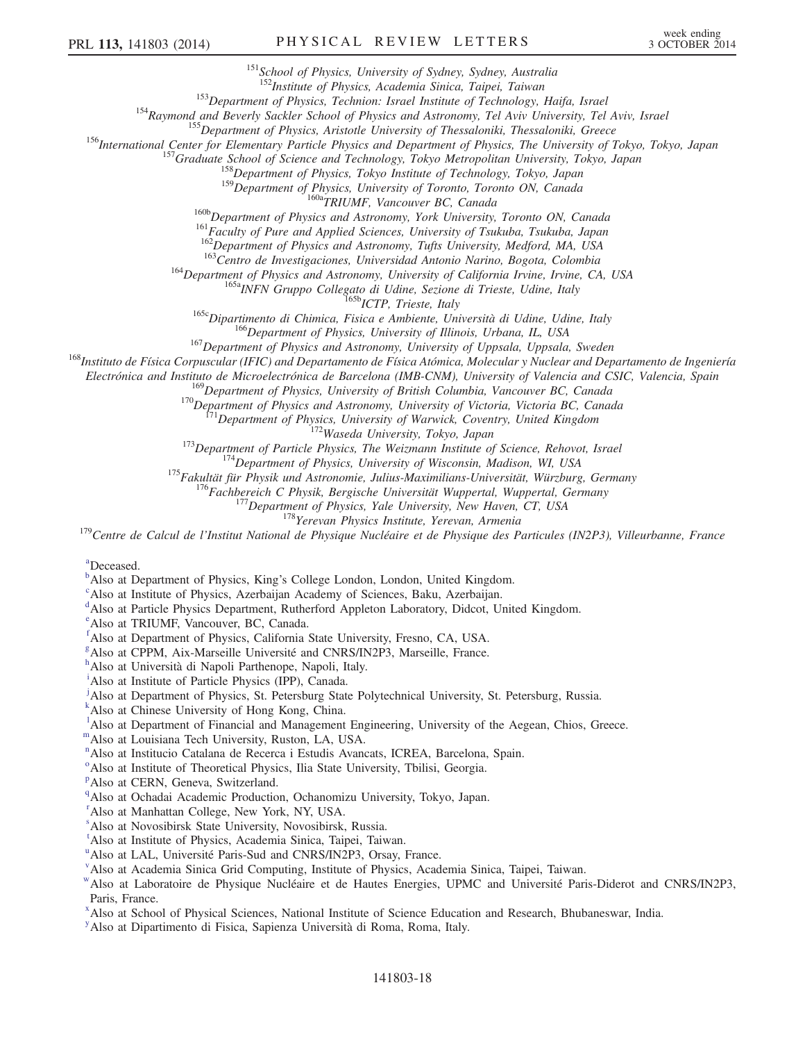[151]School of Physics, University of Sydney, Sydney, Australia

[152]Institute of Physics, Academia Sinica, Taipei, Taiwan

[153]Department of Physics, Technion: Israel Institute of Technology, Haifa, Israel

[154]Raymond and Beverly Sackler School of Physics and Astronomy, Tel Aviv University, Tel Aviv, Israel

[155]Department of Physics, Aristotle University of Thessaloniki, Thessaloniki, Greece

[156]International Center for Elementary Particle Physics and Department of Physics, The University of Tokyo, Tokyo, Japan

[157]Graduate School of Science and Technology, Tokyo Metropolitan University, Tokyo, Japan

[158]Department of Physics, Tokyo Institute of Technology, Tokyo, Japan

[159]Department of Physics, University of Toronto, Toronto ON, Canada

[160a]TRIUMF, Vancouver BC, Canada

[160b]Department of Physics and Astronomy, York University, Toronto ON, Canada

[161]Faculty of Pure and Applied Sciences, University of Tsukuba, Tsukuba, Japan

[162]Department of Physics and Astronomy, Tufts University, Medford, MA, USA

[163]Centro de Investigaciones, Universidad Antonio Narino, Bogota, Colombia

[164]Department of Physics and Astronomy, University of California Irvine, Irvine, CA, USA

[165a]INFN Gruppo Collegato di Udine, Sezione di Trieste, Udine, Italy

[165b]ICTP, Trieste, Italy

[165c]Dipartimento di Chimica, Fisica e Ambiente, Università di Udine, Udine, Italy

[166]Department of Physics, University of Illinois, Urbana, IL, USA

[167]Department of Physics and Astronomy, University of Uppsala, Uppsala, Sweden

[168]Instituto de Física Corpuscular (IFIC) and Departamento de Física Atómica, Molecular y Nuclear and Departamento de Ingeniería Electrónica and Instituto de Microelectrónica de Barcelona (IMB-CNM), University of Valencia and CSIC, Valencia, Spain

[169]Department of Physics, University of British Columbia, Vancouver BC, Canada

[170]Department of Physics and Astronomy, University of Victoria, Victoria BC, Canada

[171]Department of Physics, University of Warwick, Coventry, United Kingdom

[172]Waseda University, Tokyo, Japan

[173]Department of Particle Physics, The Weizmann Institute of Science, Rehovot, Israel

[174]Department of Physics, University of Wisconsin, Madison, WI, USA

[175]Fakultät für Physik und Astronomie, Julius-Maximilians-Universität, Würzburg, Germany

[176]Fachbereich C Physik, Bergische Universität Wuppertal, Wuppertal, Germany

[177]Department of Physics, Yale University, New Haven, CT, USA

[178]Yerevan Physics Institute, Yerevan, Armenia

[179]Centre de Calcul de l'Institut National de Physique Nucléaire et de Physique des Particules (IN2P3), Villeurbanne, France

[a]Deceased.

[b]Also at Department of Physics, King's College London, London, United Kingdom.

[c]Also at Institute of Physics, Azerbaijan Academy of Sciences, Baku, Azerbaijan.

[d]Also at Particle Physics Department, Rutherford Appleton Laboratory, Didcot, United Kingdom.

[e]Also at TRIUMF, Vancouver, BC, Canada.

[f]Also at Department of Physics, California State University, Fresno, CA, USA.

[g]Also at CPPM, Aix-Marseille Université and CNRS/IN2P3, Marseille, France.

[h]Also at Università di Napoli Parthenope, Napoli, Italy.

[i]Also at Institute of Particle Physics (IPP), Canada.

[j]Also at Department of Physics, St. Petersburg State Polytechnical University, St. Petersburg, Russia.

[k]Also at Chinese University of Hong Kong, China.

[l]Also at Department of Financial and Management Engineering, University of the Aegean, Chios, Greece.

[m]Also at Louisiana Tech University, Ruston, LA, USA.

[n]Also at Institucio Catalana de Recerca i Estudis Avancats, ICREA, Barcelona, Spain.

[o]Also at Institute of Theoretical Physics, Ilia State University, Tbilisi, Georgia.

[p]Also at CERN, Geneva, Switzerland.

[q]Also at Ochadai Academic Production, Ochanomizu University, Tokyo, Japan.

[r]Also at Manhattan College, New York, NY, USA.

[s]Also at Novosibirsk State University, Novosibirsk, Russia.

[t]Also at Institute of Physics, Academia Sinica, Taipei, Taiwan.

[u]Also at LAL, Université Paris-Sud and CNRS/IN2P3, Orsay, France.

[v]Also at Academia Sinica Grid Computing, Institute of Physics, Academia Sinica, Taipei, Taiwan.

[w]Also at Laboratoire de Physique Nucléaire et de Hautes Energies, UPMC and Université Paris-Diderot and CNRS/IN2P3, Paris, France.

[x]Also at School of Physical Sciences, National Institute of Science Education and Research, Bhubaneswar, India.

[y]Also at Dipartimento di Fisica, Sapienza Università di Roma, Roma, Italy.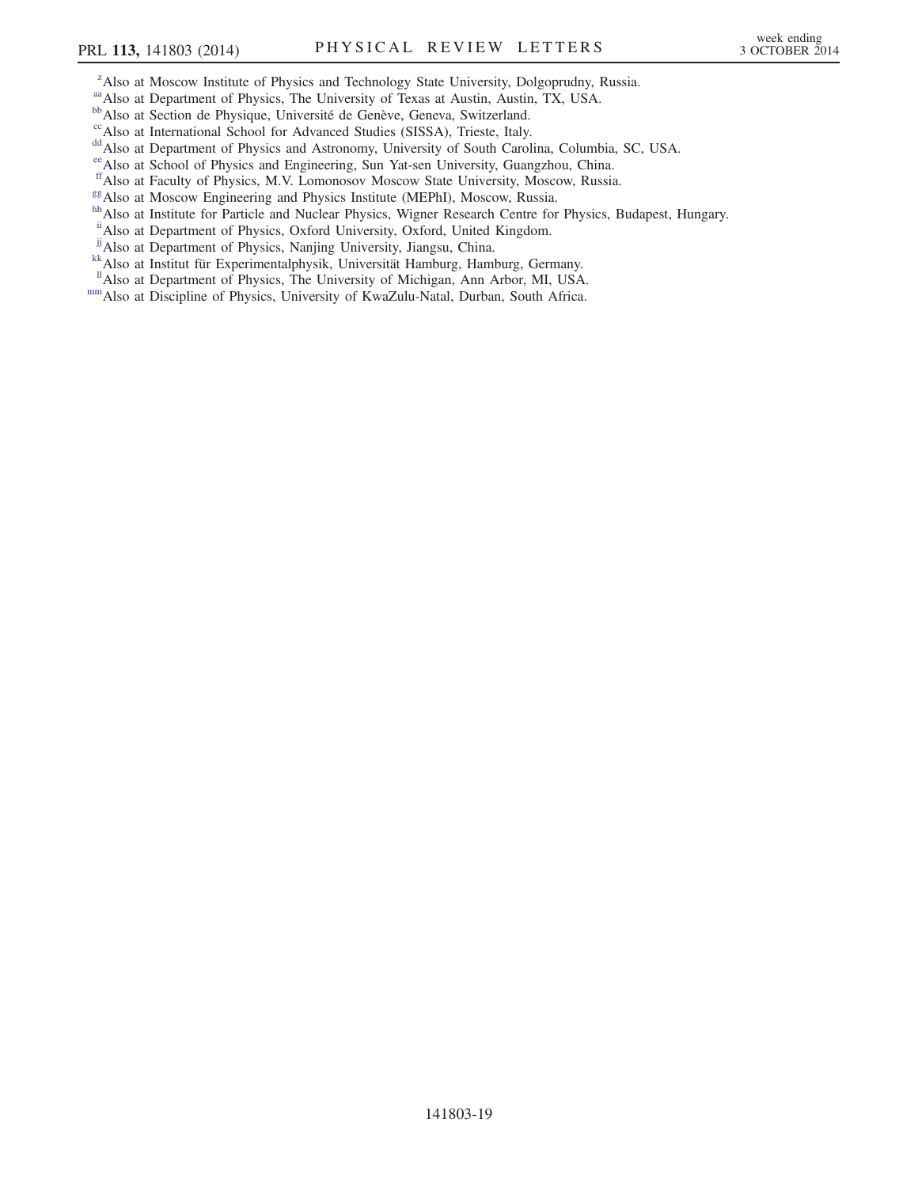[z]Also at Moscow Institute of Physics and Technology State University, Dolgoprudny, Russia.
[aa]Also at Department of Physics, The University of Texas at Austin, Austin, TX, USA.
[bb]Also at Section de Physique, Université de Genève, Geneva, Switzerland.
[cc]Also at International School for Advanced Studies (SISSA), Trieste, Italy.
[dd]Also at Department of Physics and Astronomy, University of South Carolina, Columbia, SC, USA.
[ee]Also at School of Physics and Engineering, Sun Yat-sen University, Guangzhou, China.
[ff]Also at Faculty of Physics, M.V. Lomonosov Moscow State University, Moscow, Russia.
[gg]Also at Moscow Engineering and Physics Institute (MEPhI), Moscow, Russia.
[hh]Also at Institute for Particle and Nuclear Physics, Wigner Research Centre for Physics, Budapest, Hungary.
[ii]Also at Department of Physics, Oxford University, Oxford, United Kingdom.
[jj]Also at Department of Physics, Nanjing University, Jiangsu, China.
[kk]Also at Institut für Experimentalphysik, Universität Hamburg, Hamburg, Germany.
[ll]Also at Department of Physics, The University of Michigan, Ann Arbor, MI, USA.
[mm]Also at Discipline of Physics, University of KwaZulu-Natal, Durban, South Africa.